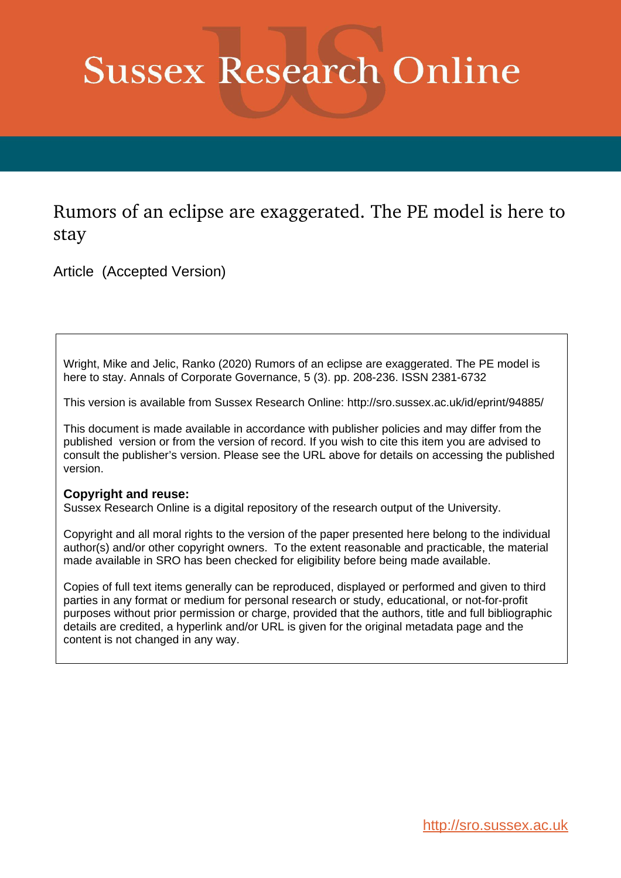# Sussex Research Online

## Rumors of an eclipse are exaggerated. The PE model is here to stay

Article (Accepted Version)

Wright, Mike and Jelic, Ranko (2020) Rumors of an eclipse are exaggerated. The PE model is here to stay. Annals of Corporate Governance, 5 (3). pp. 208-236. ISSN 2381-6732

This version is available from Sussex Research Online: http://sro.sussex.ac.uk/id/eprint/94885/

This document is made available in accordance with publisher policies and may differ from the published version or from the version of record. If you wish to cite this item you are advised to consult the publisher's version. Please see the URL above for details on accessing the published version.

**Copyright and reuse:**
Sussex Research Online is a digital repository of the research output of the University.

Copyright and all moral rights to the version of the paper presented here belong to the individual author(s) and/or other copyright owners. To the extent reasonable and practicable, the material made available in SRO has been checked for eligibility before being made available.

Copies of full text items generally can be reproduced, displayed or performed and given to third parties in any format or medium for personal research or study, educational, or not-for-profit purposes without prior permission or charge, provided that the authors, title and full bibliographic details are credited, a hyperlink and/or URL is given for the original metadata page and the content is not changed in any way.

http://sro.sussex.ac.uk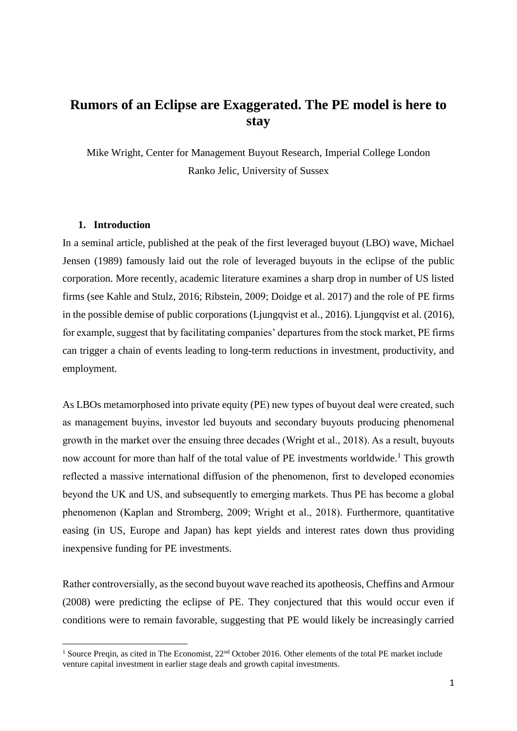# Rumors of an Eclipse are Exaggerated. The PE model is here to stay

Mike Wright, Center for Management Buyout Research, Imperial College London
Ranko Jelic, University of Sussex

## 1. Introduction

In a seminal article, published at the peak of the first leveraged buyout (LBO) wave, Michael Jensen (1989) famously laid out the role of leveraged buyouts in the eclipse of the public corporation. More recently, academic literature examines a sharp drop in number of US listed firms (see Kahle and Stulz, 2016; Ribstein, 2009; Doidge et al. 2017) and the role of PE firms in the possible demise of public corporations (Ljungqvist et al., 2016). Ljungqvist et al. (2016), for example, suggest that by facilitating companies' departures from the stock market, PE firms can trigger a chain of events leading to long-term reductions in investment, productivity, and employment.

As LBOs metamorphosed into private equity (PE) new types of buyout deal were created, such as management buyins, investor led buyouts and secondary buyouts producing phenomenal growth in the market over the ensuing three decades (Wright et al., 2018). As a result, buyouts now account for more than half of the total value of PE investments worldwide.[1] This growth reflected a massive international diffusion of the phenomenon, first to developed economies beyond the UK and US, and subsequently to emerging markets. Thus PE has become a global phenomenon (Kaplan and Stromberg, 2009; Wright et al., 2018). Furthermore, quantitative easing (in US, Europe and Japan) has kept yields and interest rates down thus providing inexpensive funding for PE investments.

Rather controversially, as the second buyout wave reached its apotheosis, Cheffins and Armour (2008) were predicting the eclipse of PE. They conjectured that this would occur even if conditions were to remain favorable, suggesting that PE would likely be increasingly carried

[1] Source Preqin, as cited in The Economist, 22nd October 2016. Other elements of the total PE market include venture capital investment in earlier stage deals and growth capital investments.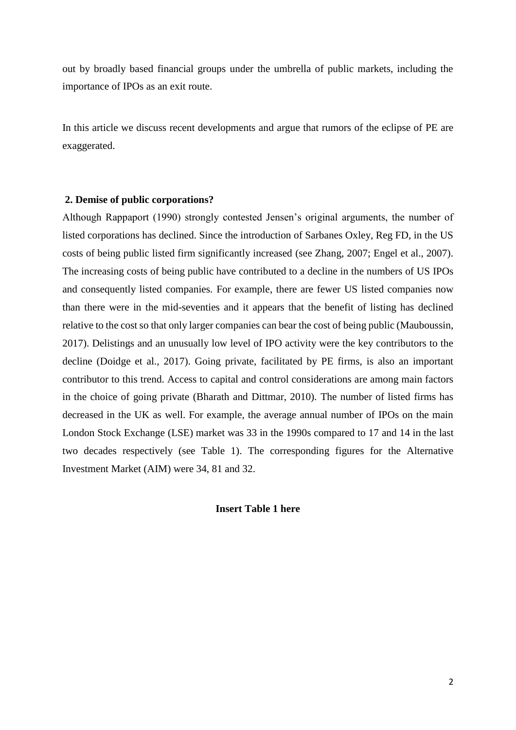out by broadly based financial groups under the umbrella of public markets, including the importance of IPOs as an exit route.

In this article we discuss recent developments and argue that rumors of the eclipse of PE are exaggerated.

## 2. Demise of public corporations?

Although Rappaport (1990) strongly contested Jensen's original arguments, the number of listed corporations has declined. Since the introduction of Sarbanes Oxley, Reg FD, in the US costs of being public listed firm significantly increased (see Zhang, 2007; Engel et al., 2007). The increasing costs of being public have contributed to a decline in the numbers of US IPOs and consequently listed companies. For example, there are fewer US listed companies now than there were in the mid-seventies and it appears that the benefit of listing has declined relative to the cost so that only larger companies can bear the cost of being public (Mauboussin, 2017). Delistings and an unusually low level of IPO activity were the key contributors to the decline (Doidge et al., 2017). Going private, facilitated by PE firms, is also an important contributor to this trend. Access to capital and control considerations are among main factors in the choice of going private (Bharath and Dittmar, 2010). The number of listed firms has decreased in the UK as well. For example, the average annual number of IPOs on the main London Stock Exchange (LSE) market was 33 in the 1990s compared to 17 and 14 in the last two decades respectively (see Table 1). The corresponding figures for the Alternative Investment Market (AIM) were 34, 81 and 32.

**Insert Table 1 here**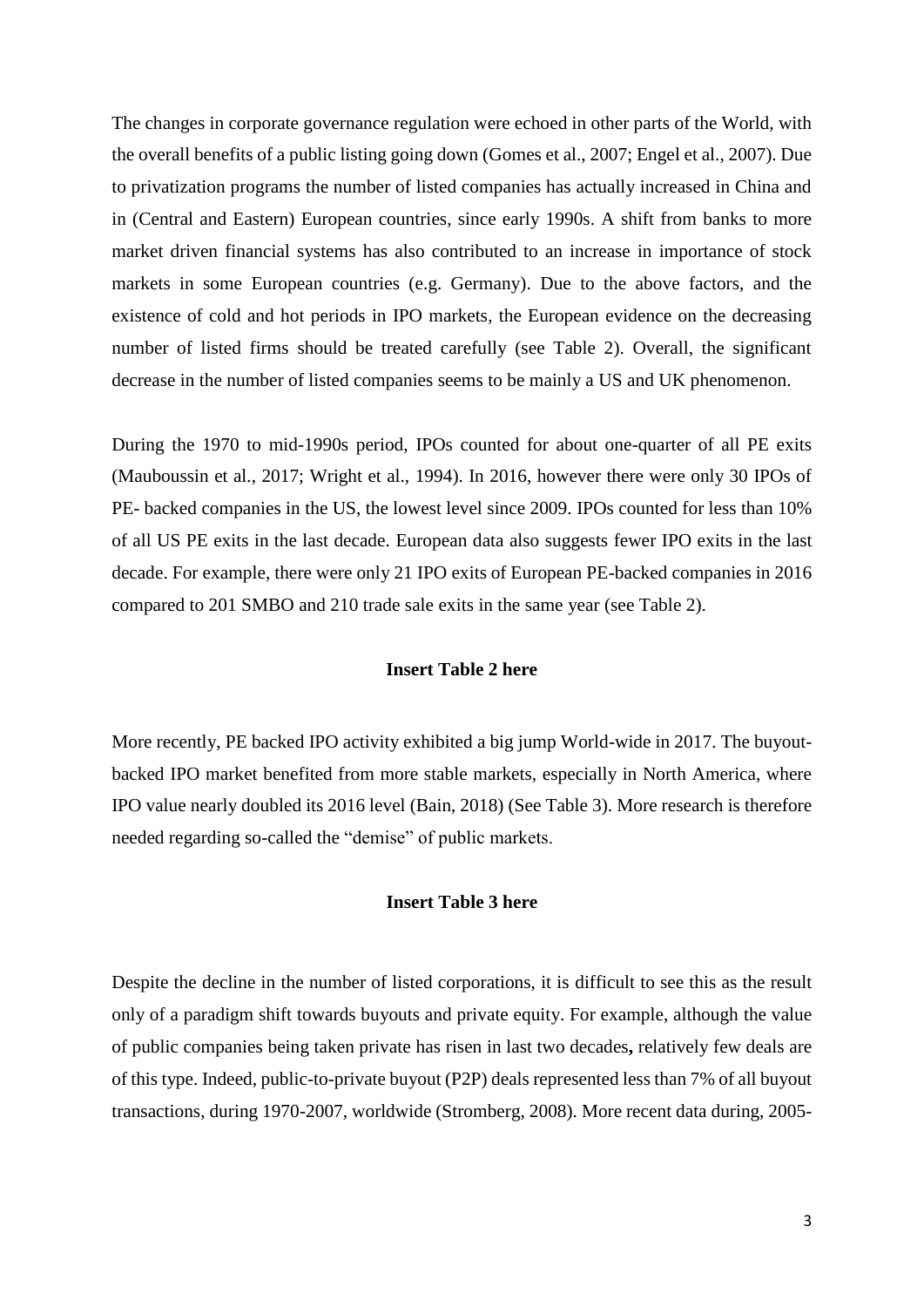The changes in corporate governance regulation were echoed in other parts of the World, with the overall benefits of a public listing going down (Gomes et al., 2007; Engel et al., 2007). Due to privatization programs the number of listed companies has actually increased in China and in (Central and Eastern) European countries, since early 1990s. A shift from banks to more market driven financial systems has also contributed to an increase in importance of stock markets in some European countries (e.g. Germany). Due to the above factors, and the existence of cold and hot periods in IPO markets, the European evidence on the decreasing number of listed firms should be treated carefully (see Table 2). Overall, the significant decrease in the number of listed companies seems to be mainly a US and UK phenomenon.

During the 1970 to mid-1990s period, IPOs counted for about one-quarter of all PE exits (Mauboussin et al., 2017; Wright et al., 1994). In 2016, however there were only 30 IPOs of PE- backed companies in the US, the lowest level since 2009. IPOs counted for less than 10% of all US PE exits in the last decade. European data also suggests fewer IPO exits in the last decade. For example, there were only 21 IPO exits of European PE-backed companies in 2016 compared to 201 SMBO and 210 trade sale exits in the same year (see Table 2).

**Insert Table 2 here**

More recently, PE backed IPO activity exhibited a big jump World-wide in 2017. The buyout-backed IPO market benefited from more stable markets, especially in North America, where IPO value nearly doubled its 2016 level (Bain, 2018) (See Table 3). More research is therefore needed regarding so-called the "demise" of public markets.

**Insert Table 3 here**

Despite the decline in the number of listed corporations, it is difficult to see this as the result only of a paradigm shift towards buyouts and private equity. For example, although the value of public companies being taken private has risen in last two decades**,** relatively few deals are of this type. Indeed, public-to-private buyout (P2P) deals represented less than 7% of all buyout transactions, during 1970-2007, worldwide (Stromberg, 2008). More recent data during, 2005-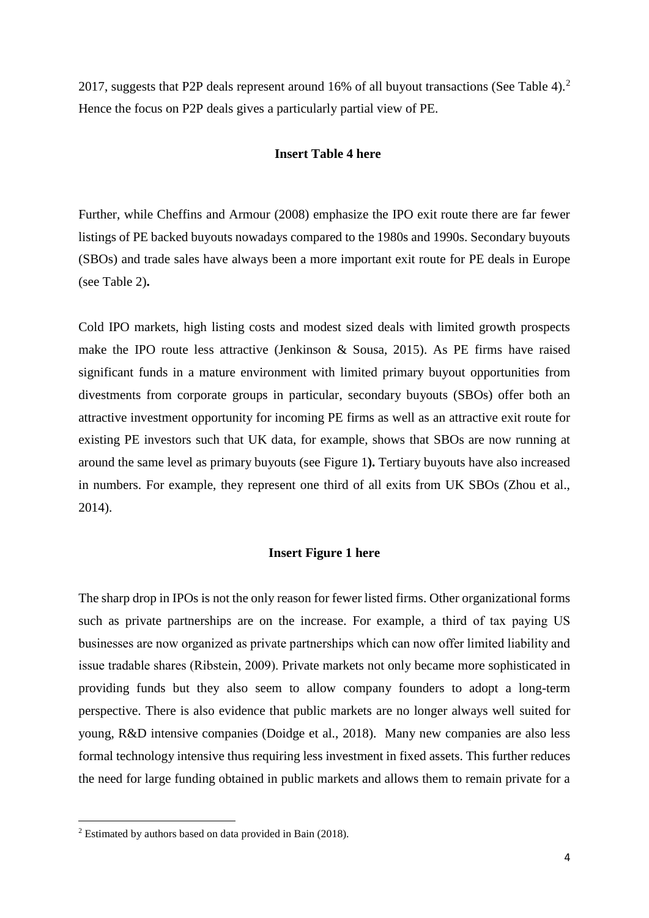2017, suggests that P2P deals represent around 16% of all buyout transactions (See Table 4).[2] Hence the focus on P2P deals gives a particularly partial view of PE.

**Insert Table 4 here**

Further, while Cheffins and Armour (2008) emphasize the IPO exit route there are far fewer listings of PE backed buyouts nowadays compared to the 1980s and 1990s. Secondary buyouts (SBOs) and trade sales have always been a more important exit route for PE deals in Europe (see Table 2)**.**

Cold IPO markets, high listing costs and modest sized deals with limited growth prospects make the IPO route less attractive (Jenkinson & Sousa, 2015). As PE firms have raised significant funds in a mature environment with limited primary buyout opportunities from divestments from corporate groups in particular, secondary buyouts (SBOs) offer both an attractive investment opportunity for incoming PE firms as well as an attractive exit route for existing PE investors such that UK data, for example, shows that SBOs are now running at around the same level as primary buyouts (see Figure 1**).** Tertiary buyouts have also increased in numbers. For example, they represent one third of all exits from UK SBOs (Zhou et al., 2014).

**Insert Figure 1 here**

The sharp drop in IPOs is not the only reason for fewer listed firms. Other organizational forms such as private partnerships are on the increase. For example, a third of tax paying US businesses are now organized as private partnerships which can now offer limited liability and issue tradable shares (Ribstein, 2009). Private markets not only became more sophisticated in providing funds but they also seem to allow company founders to adopt a long-term perspective. There is also evidence that public markets are no longer always well suited for young, R&D intensive companies (Doidge et al., 2018). Many new companies are also less formal technology intensive thus requiring less investment in fixed assets. This further reduces the need for large funding obtained in public markets and allows them to remain private for a

[2] Estimated by authors based on data provided in Bain (2018).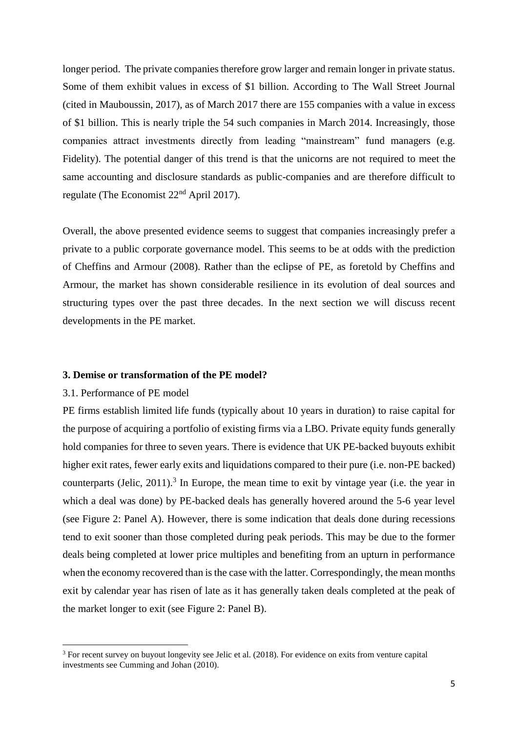longer period. The private companies therefore grow larger and remain longer in private status. Some of them exhibit values in excess of $1 billion. According to The Wall Street Journal (cited in Mauboussin, 2017), as of March 2017 there are 155 companies with a value in excess of $1 billion. This is nearly triple the 54 such companies in March 2014. Increasingly, those companies attract investments directly from leading "mainstream" fund managers (e.g. Fidelity). The potential danger of this trend is that the unicorns are not required to meet the same accounting and disclosure standards as public-companies and are therefore difficult to regulate (The Economist 22nd April 2017).

Overall, the above presented evidence seems to suggest that companies increasingly prefer a private to a public corporate governance model. This seems to be at odds with the prediction of Cheffins and Armour (2008). Rather than the eclipse of PE, as foretold by Cheffins and Armour, the market has shown considerable resilience in its evolution of deal sources and structuring types over the past three decades. In the next section we will discuss recent developments in the PE market.

## 3. Demise or transformation of the PE model?

### 3.1. Performance of PE model

PE firms establish limited life funds (typically about 10 years in duration) to raise capital for the purpose of acquiring a portfolio of existing firms via a LBO. Private equity funds generally hold companies for three to seven years. There is evidence that UK PE-backed buyouts exhibit higher exit rates, fewer early exits and liquidations compared to their pure (i.e. non-PE backed) counterparts (Jelic, 2011).[3] In Europe, the mean time to exit by vintage year (i.e. the year in which a deal was done) by PE-backed deals has generally hovered around the 5-6 year level (see Figure 2: Panel A). However, there is some indication that deals done during recessions tend to exit sooner than those completed during peak periods. This may be due to the former deals being completed at lower price multiples and benefiting from an upturn in performance when the economy recovered than is the case with the latter. Correspondingly, the mean months exit by calendar year has risen of late as it has generally taken deals completed at the peak of the market longer to exit (see Figure 2: Panel B).

[3] For recent survey on buyout longevity see Jelic et al. (2018). For evidence on exits from venture capital investments see Cumming and Johan (2010).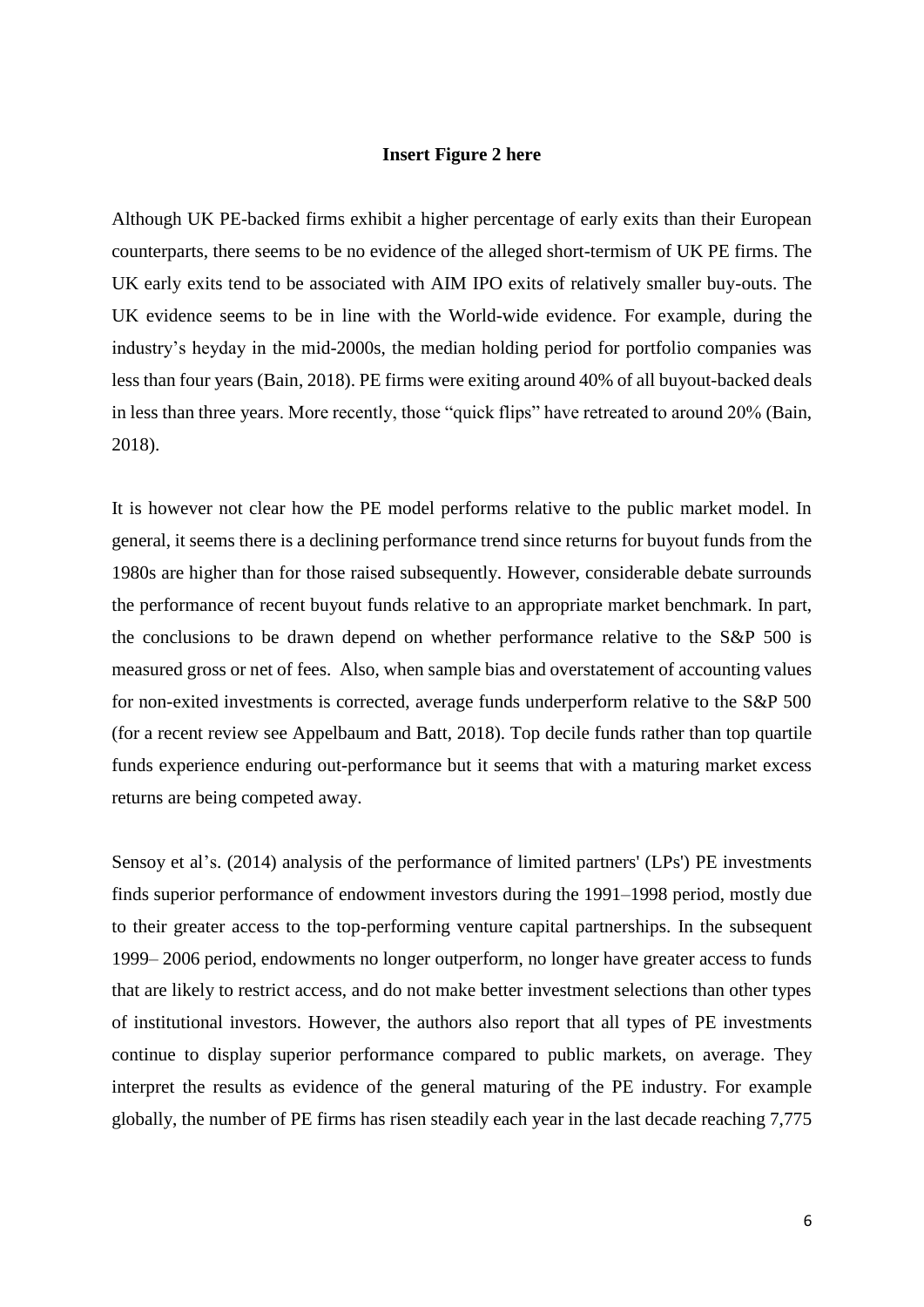**Insert Figure 2 here**

Although UK PE-backed firms exhibit a higher percentage of early exits than their European counterparts, there seems to be no evidence of the alleged short-termism of UK PE firms. The UK early exits tend to be associated with AIM IPO exits of relatively smaller buy-outs. The UK evidence seems to be in line with the World-wide evidence. For example, during the industry's heyday in the mid-2000s, the median holding period for portfolio companies was less than four years (Bain, 2018). PE firms were exiting around 40% of all buyout-backed deals in less than three years. More recently, those "quick flips" have retreated to around 20% (Bain, 2018).

It is however not clear how the PE model performs relative to the public market model. In general, it seems there is a declining performance trend since returns for buyout funds from the 1980s are higher than for those raised subsequently. However, considerable debate surrounds the performance of recent buyout funds relative to an appropriate market benchmark. In part, the conclusions to be drawn depend on whether performance relative to the S&P 500 is measured gross or net of fees. Also, when sample bias and overstatement of accounting values for non-exited investments is corrected, average funds underperform relative to the S&P 500 (for a recent review see Appelbaum and Batt, 2018). Top decile funds rather than top quartile funds experience enduring out-performance but it seems that with a maturing market excess returns are being competed away.

Sensoy et al's. (2014) analysis of the performance of limited partners' (LPs') PE investments finds superior performance of endowment investors during the 1991–1998 period, mostly due to their greater access to the top-performing venture capital partnerships. In the subsequent 1999– 2006 period, endowments no longer outperform, no longer have greater access to funds that are likely to restrict access, and do not make better investment selections than other types of institutional investors. However, the authors also report that all types of PE investments continue to display superior performance compared to public markets, on average. They interpret the results as evidence of the general maturing of the PE industry. For example globally, the number of PE firms has risen steadily each year in the last decade reaching 7,775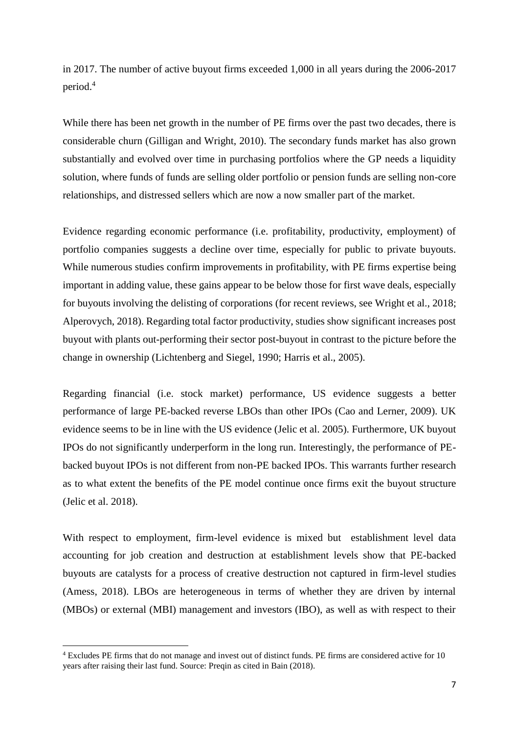in 2017. The number of active buyout firms exceeded 1,000 in all years during the 2006-2017 period.[4]

While there has been net growth in the number of PE firms over the past two decades, there is considerable churn (Gilligan and Wright, 2010). The secondary funds market has also grown substantially and evolved over time in purchasing portfolios where the GP needs a liquidity solution, where funds of funds are selling older portfolio or pension funds are selling non-core relationships, and distressed sellers which are now a now smaller part of the market.

Evidence regarding economic performance (i.e. profitability, productivity, employment) of portfolio companies suggests a decline over time, especially for public to private buyouts. While numerous studies confirm improvements in profitability, with PE firms expertise being important in adding value, these gains appear to be below those for first wave deals, especially for buyouts involving the delisting of corporations (for recent reviews, see Wright et al., 2018; Alperovych, 2018). Regarding total factor productivity, studies show significant increases post buyout with plants out-performing their sector post-buyout in contrast to the picture before the change in ownership (Lichtenberg and Siegel, 1990; Harris et al., 2005).

Regarding financial (i.e. stock market) performance, US evidence suggests a better performance of large PE-backed reverse LBOs than other IPOs (Cao and Lerner, 2009). UK evidence seems to be in line with the US evidence (Jelic et al. 2005). Furthermore, UK buyout IPOs do not significantly underperform in the long run. Interestingly, the performance of PE-backed buyout IPOs is not different from non-PE backed IPOs. This warrants further research as to what extent the benefits of the PE model continue once firms exit the buyout structure (Jelic et al. 2018).

With respect to employment, firm-level evidence is mixed but establishment level data accounting for job creation and destruction at establishment levels show that PE-backed buyouts are catalysts for a process of creative destruction not captured in firm-level studies (Amess, 2018). LBOs are heterogeneous in terms of whether they are driven by internal (MBOs) or external (MBI) management and investors (IBO), as well as with respect to their

[4] Excludes PE firms that do not manage and invest out of distinct funds. PE firms are considered active for 10 years after raising their last fund. Source: Preqin as cited in Bain (2018).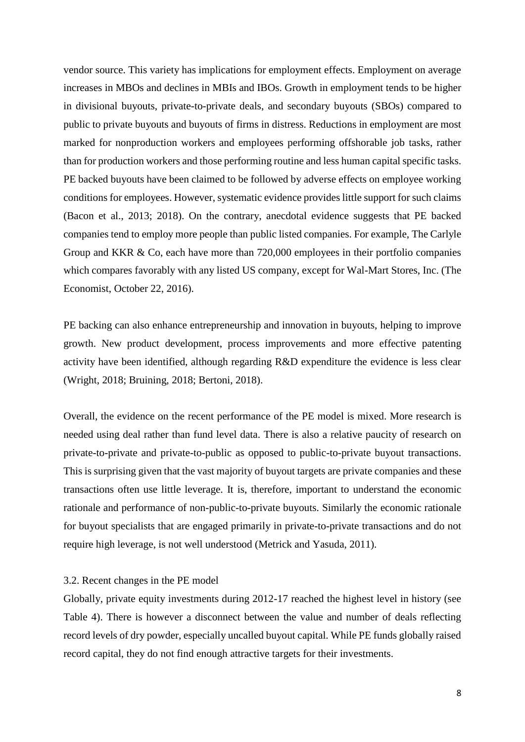vendor source. This variety has implications for employment effects. Employment on average increases in MBOs and declines in MBIs and IBOs. Growth in employment tends to be higher in divisional buyouts, private-to-private deals, and secondary buyouts (SBOs) compared to public to private buyouts and buyouts of firms in distress. Reductions in employment are most marked for nonproduction workers and employees performing offshorable job tasks, rather than for production workers and those performing routine and less human capital specific tasks. PE backed buyouts have been claimed to be followed by adverse effects on employee working conditions for employees. However, systematic evidence provides little support for such claims (Bacon et al., 2013; 2018). On the contrary, anecdotal evidence suggests that PE backed companies tend to employ more people than public listed companies. For example, The Carlyle Group and KKR & Co, each have more than 720,000 employees in their portfolio companies which compares favorably with any listed US company, except for Wal-Mart Stores, Inc. (The Economist, October 22, 2016).

PE backing can also enhance entrepreneurship and innovation in buyouts, helping to improve growth. New product development, process improvements and more effective patenting activity have been identified, although regarding R&D expenditure the evidence is less clear (Wright, 2018; Bruining, 2018; Bertoni, 2018).

Overall, the evidence on the recent performance of the PE model is mixed. More research is needed using deal rather than fund level data. There is also a relative paucity of research on private-to-private and private-to-public as opposed to public-to-private buyout transactions. This is surprising given that the vast majority of buyout targets are private companies and these transactions often use little leverage. It is, therefore, important to understand the economic rationale and performance of non-public-to-private buyouts. Similarly the economic rationale for buyout specialists that are engaged primarily in private-to-private transactions and do not require high leverage, is not well understood (Metrick and Yasuda, 2011).

### 3.2. Recent changes in the PE model

Globally, private equity investments during 2012-17 reached the highest level in history (see Table 4). There is however a disconnect between the value and number of deals reflecting record levels of dry powder, especially uncalled buyout capital. While PE funds globally raised record capital, they do not find enough attractive targets for their investments.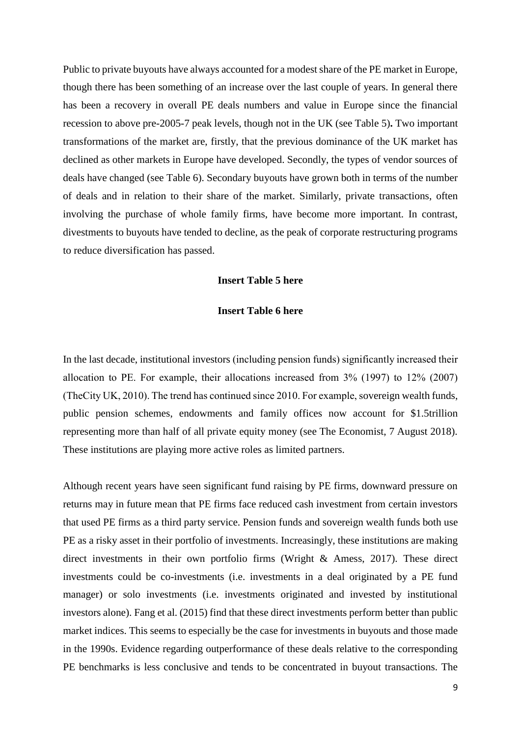Public to private buyouts have always accounted for a modest share of the PE market in Europe, though there has been something of an increase over the last couple of years. In general there has been a recovery in overall PE deals numbers and value in Europe since the financial recession to above pre-2005-7 peak levels, though not in the UK (see Table 5)**.** Two important transformations of the market are, firstly, that the previous dominance of the UK market has declined as other markets in Europe have developed. Secondly, the types of vendor sources of deals have changed (see Table 6). Secondary buyouts have grown both in terms of the number of deals and in relation to their share of the market. Similarly, private transactions, often involving the purchase of whole family firms, have become more important. In contrast, divestments to buyouts have tended to decline, as the peak of corporate restructuring programs to reduce diversification has passed.

**Insert Table 5 here**

**Insert Table 6 here**

In the last decade, institutional investors (including pension funds) significantly increased their allocation to PE. For example, their allocations increased from 3% (1997) to 12% (2007) (TheCity UK, 2010). The trend has continued since 2010. For example, sovereign wealth funds, public pension schemes, endowments and family offices now account for $1.5trillion representing more than half of all private equity money (see The Economist, 7 August 2018). These institutions are playing more active roles as limited partners.

Although recent years have seen significant fund raising by PE firms, downward pressure on returns may in future mean that PE firms face reduced cash investment from certain investors that used PE firms as a third party service. Pension funds and sovereign wealth funds both use PE as a risky asset in their portfolio of investments. Increasingly, these institutions are making direct investments in their own portfolio firms (Wright & Amess, 2017). These direct investments could be co-investments (i.e. investments in a deal originated by a PE fund manager) or solo investments (i.e. investments originated and invested by institutional investors alone). Fang et al. (2015) find that these direct investments perform better than public market indices. This seems to especially be the case for investments in buyouts and those made in the 1990s. Evidence regarding outperformance of these deals relative to the corresponding PE benchmarks is less conclusive and tends to be concentrated in buyout transactions. The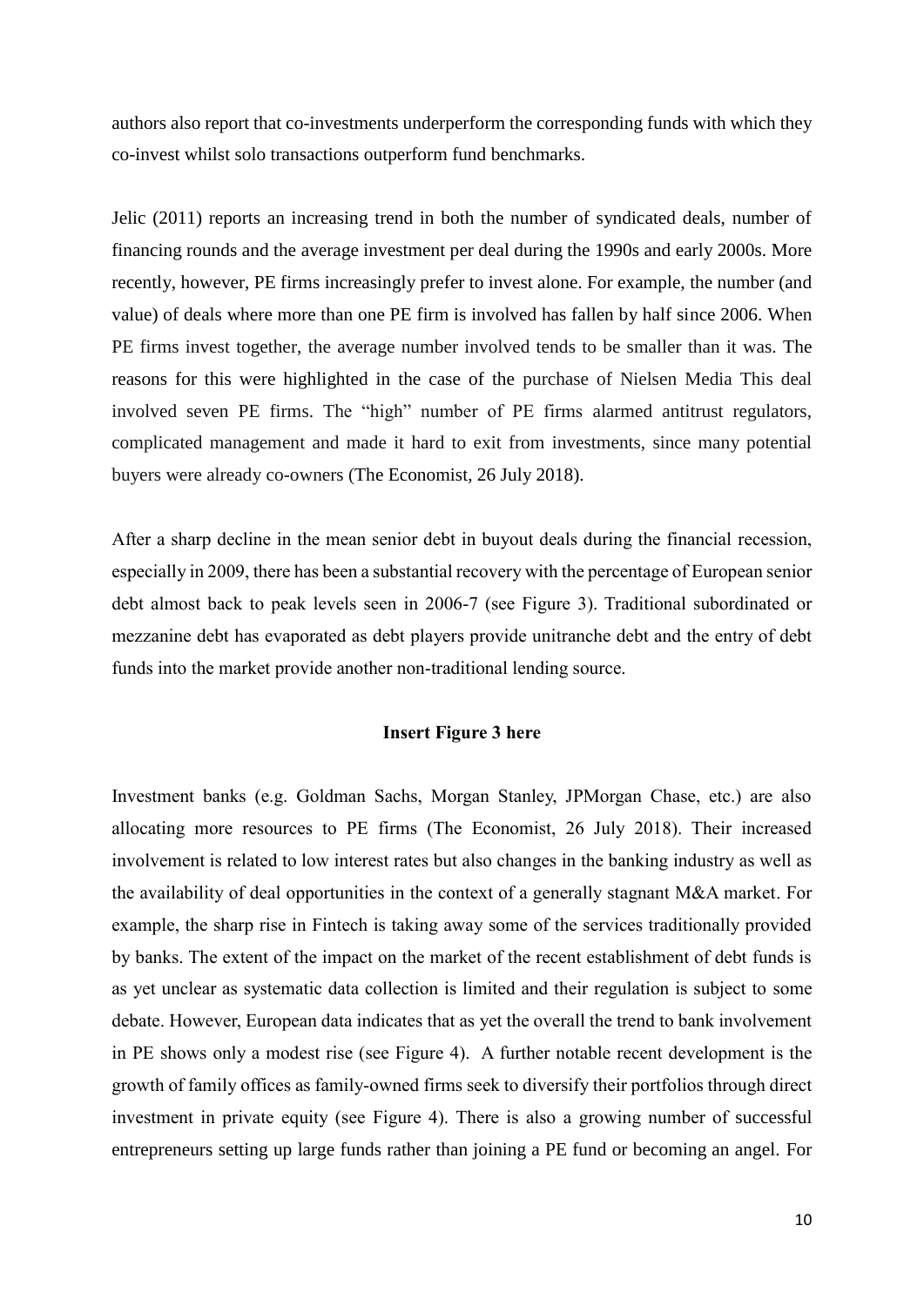authors also report that co-investments underperform the corresponding funds with which they co-invest whilst solo transactions outperform fund benchmarks.

Jelic (2011) reports an increasing trend in both the number of syndicated deals, number of financing rounds and the average investment per deal during the 1990s and early 2000s. More recently, however, PE firms increasingly prefer to invest alone. For example, the number (and value) of deals where more than one PE firm is involved has fallen by half since 2006. When PE firms invest together, the average number involved tends to be smaller than it was. The reasons for this were highlighted in the case of the purchase of Nielsen Media This deal involved seven PE firms. The "high" number of PE firms alarmed antitrust regulators, complicated management and made it hard to exit from investments, since many potential buyers were already co-owners (The Economist, 26 July 2018).

After a sharp decline in the mean senior debt in buyout deals during the financial recession, especially in 2009, there has been a substantial recovery with the percentage of European senior debt almost back to peak levels seen in 2006-7 (see Figure 3). Traditional subordinated or mezzanine debt has evaporated as debt players provide unitranche debt and the entry of debt funds into the market provide another non-traditional lending source.

**Insert Figure 3 here**

Investment banks (e.g. Goldman Sachs, Morgan Stanley, JPMorgan Chase, etc.) are also allocating more resources to PE firms (The Economist, 26 July 2018). Their increased involvement is related to low interest rates but also changes in the banking industry as well as the availability of deal opportunities in the context of a generally stagnant M&A market. For example, the sharp rise in Fintech is taking away some of the services traditionally provided by banks. The extent of the impact on the market of the recent establishment of debt funds is as yet unclear as systematic data collection is limited and their regulation is subject to some debate. However, European data indicates that as yet the overall the trend to bank involvement in PE shows only a modest rise (see Figure 4). A further notable recent development is the growth of family offices as family-owned firms seek to diversify their portfolios through direct investment in private equity (see Figure 4). There is also a growing number of successful entrepreneurs setting up large funds rather than joining a PE fund or becoming an angel. For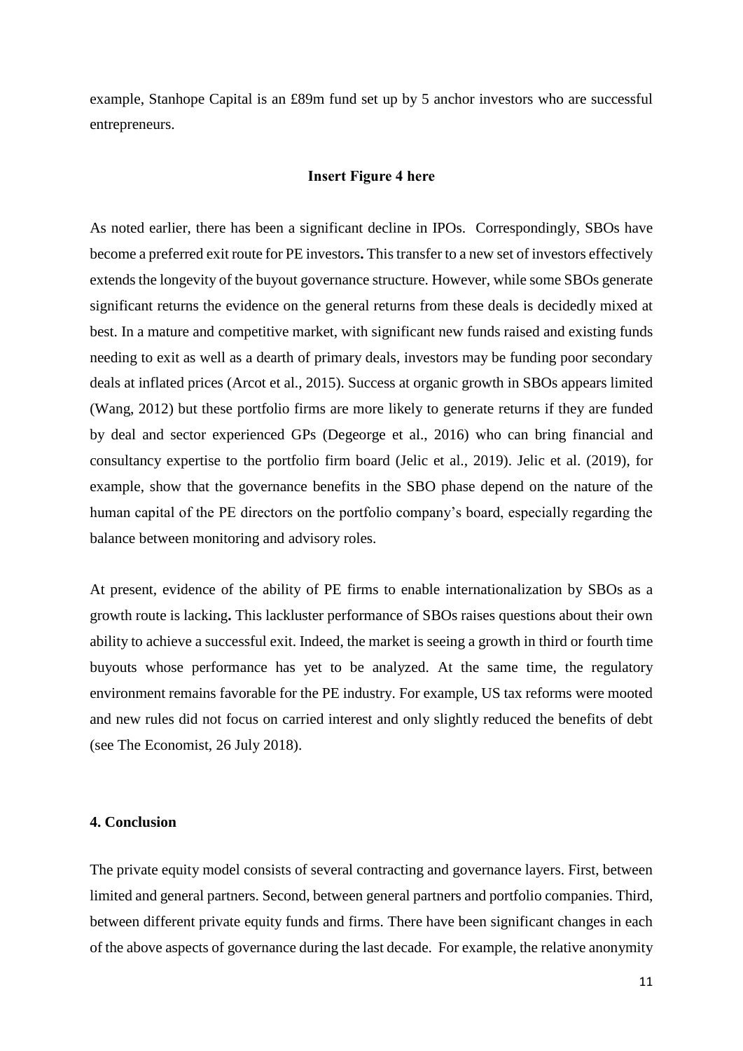example, Stanhope Capital is an £89m fund set up by 5 anchor investors who are successful entrepreneurs.

**Insert Figure 4 here**

As noted earlier, there has been a significant decline in IPOs. Correspondingly, SBOs have become a preferred exit route for PE investors**.** This transfer to a new set of investors effectively extends the longevity of the buyout governance structure. However, while some SBOs generate significant returns the evidence on the general returns from these deals is decidedly mixed at best. In a mature and competitive market, with significant new funds raised and existing funds needing to exit as well as a dearth of primary deals, investors may be funding poor secondary deals at inflated prices (Arcot et al., 2015). Success at organic growth in SBOs appears limited (Wang, 2012) but these portfolio firms are more likely to generate returns if they are funded by deal and sector experienced GPs (Degeorge et al., 2016) who can bring financial and consultancy expertise to the portfolio firm board (Jelic et al., 2019). Jelic et al. (2019), for example, show that the governance benefits in the SBO phase depend on the nature of the human capital of the PE directors on the portfolio company's board, especially regarding the balance between monitoring and advisory roles.

At present, evidence of the ability of PE firms to enable internationalization by SBOs as a growth route is lacking**.** This lackluster performance of SBOs raises questions about their own ability to achieve a successful exit. Indeed, the market is seeing a growth in third or fourth time buyouts whose performance has yet to be analyzed. At the same time, the regulatory environment remains favorable for the PE industry. For example, US tax reforms were mooted and new rules did not focus on carried interest and only slightly reduced the benefits of debt (see The Economist, 26 July 2018).

## 4. Conclusion

The private equity model consists of several contracting and governance layers. First, between limited and general partners. Second, between general partners and portfolio companies. Third, between different private equity funds and firms. There have been significant changes in each of the above aspects of governance during the last decade. For example, the relative anonymity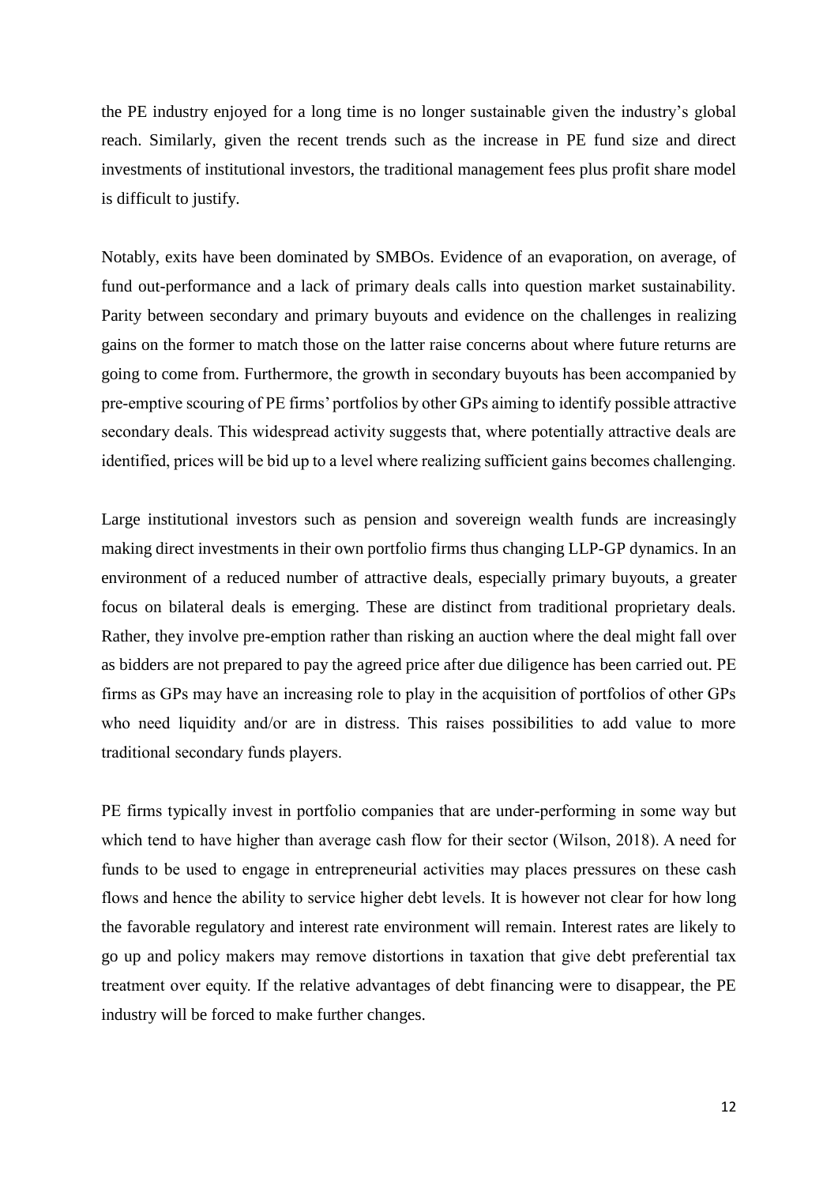the PE industry enjoyed for a long time is no longer sustainable given the industry's global reach. Similarly, given the recent trends such as the increase in PE fund size and direct investments of institutional investors, the traditional management fees plus profit share model is difficult to justify.

Notably, exits have been dominated by SMBOs. Evidence of an evaporation, on average, of fund out-performance and a lack of primary deals calls into question market sustainability. Parity between secondary and primary buyouts and evidence on the challenges in realizing gains on the former to match those on the latter raise concerns about where future returns are going to come from. Furthermore, the growth in secondary buyouts has been accompanied by pre-emptive scouring of PE firms' portfolios by other GPs aiming to identify possible attractive secondary deals. This widespread activity suggests that, where potentially attractive deals are identified, prices will be bid up to a level where realizing sufficient gains becomes challenging.

Large institutional investors such as pension and sovereign wealth funds are increasingly making direct investments in their own portfolio firms thus changing LLP-GP dynamics. In an environment of a reduced number of attractive deals, especially primary buyouts, a greater focus on bilateral deals is emerging. These are distinct from traditional proprietary deals. Rather, they involve pre-emption rather than risking an auction where the deal might fall over as bidders are not prepared to pay the agreed price after due diligence has been carried out. PE firms as GPs may have an increasing role to play in the acquisition of portfolios of other GPs who need liquidity and/or are in distress. This raises possibilities to add value to more traditional secondary funds players.

PE firms typically invest in portfolio companies that are under-performing in some way but which tend to have higher than average cash flow for their sector (Wilson, 2018). A need for funds to be used to engage in entrepreneurial activities may places pressures on these cash flows and hence the ability to service higher debt levels. It is however not clear for how long the favorable regulatory and interest rate environment will remain. Interest rates are likely to go up and policy makers may remove distortions in taxation that give debt preferential tax treatment over equity. If the relative advantages of debt financing were to disappear, the PE industry will be forced to make further changes.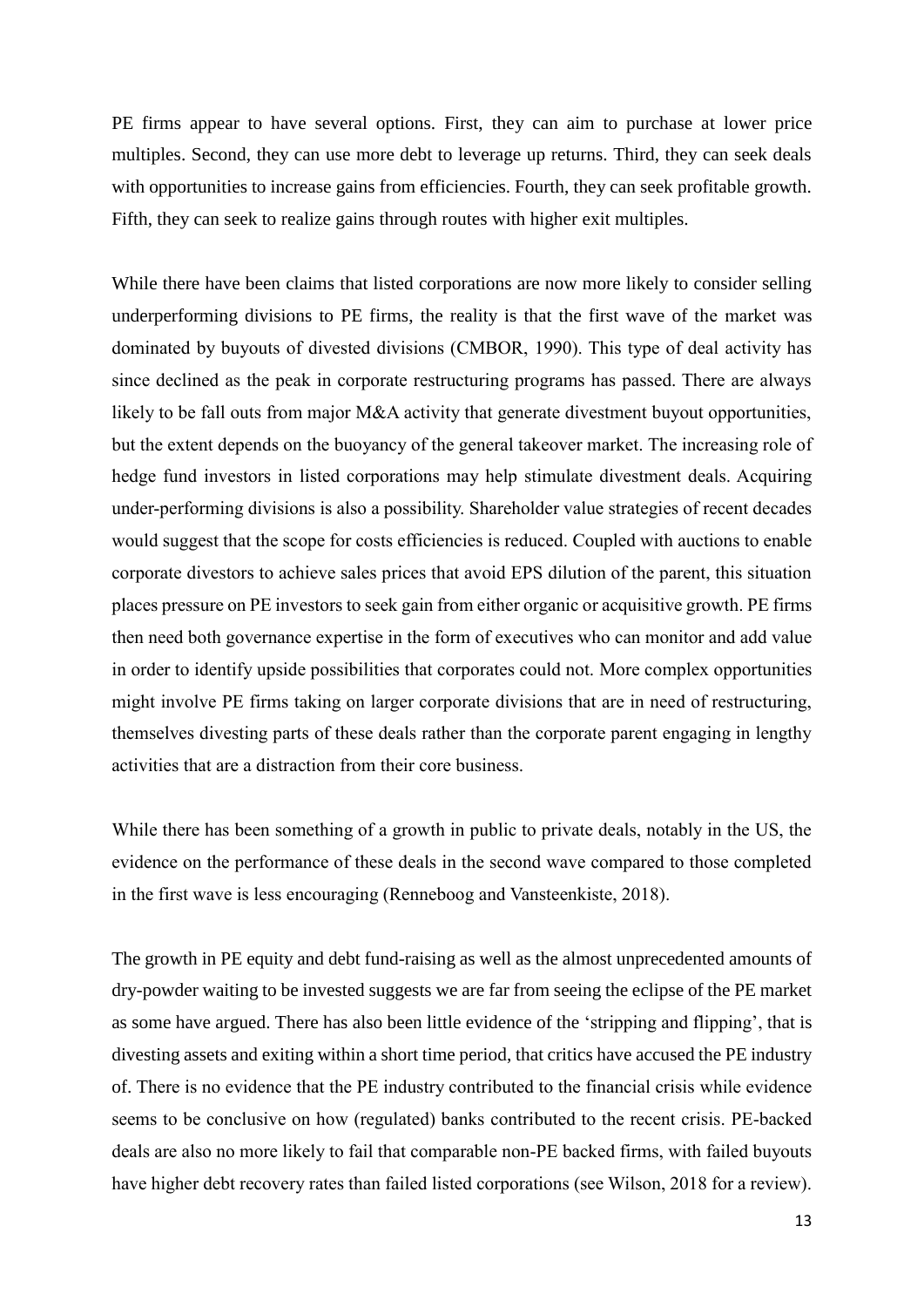PE firms appear to have several options. First, they can aim to purchase at lower price multiples. Second, they can use more debt to leverage up returns. Third, they can seek deals with opportunities to increase gains from efficiencies. Fourth, they can seek profitable growth. Fifth, they can seek to realize gains through routes with higher exit multiples.

While there have been claims that listed corporations are now more likely to consider selling underperforming divisions to PE firms, the reality is that the first wave of the market was dominated by buyouts of divested divisions (CMBOR, 1990). This type of deal activity has since declined as the peak in corporate restructuring programs has passed. There are always likely to be fall outs from major M&A activity that generate divestment buyout opportunities, but the extent depends on the buoyancy of the general takeover market. The increasing role of hedge fund investors in listed corporations may help stimulate divestment deals. Acquiring under-performing divisions is also a possibility. Shareholder value strategies of recent decades would suggest that the scope for costs efficiencies is reduced. Coupled with auctions to enable corporate divestors to achieve sales prices that avoid EPS dilution of the parent, this situation places pressure on PE investors to seek gain from either organic or acquisitive growth. PE firms then need both governance expertise in the form of executives who can monitor and add value in order to identify upside possibilities that corporates could not. More complex opportunities might involve PE firms taking on larger corporate divisions that are in need of restructuring, themselves divesting parts of these deals rather than the corporate parent engaging in lengthy activities that are a distraction from their core business.

While there has been something of a growth in public to private deals, notably in the US, the evidence on the performance of these deals in the second wave compared to those completed in the first wave is less encouraging (Renneboog and Vansteenkiste, 2018).

The growth in PE equity and debt fund-raising as well as the almost unprecedented amounts of dry-powder waiting to be invested suggests we are far from seeing the eclipse of the PE market as some have argued. There has also been little evidence of the 'stripping and flipping', that is divesting assets and exiting within a short time period, that critics have accused the PE industry of. There is no evidence that the PE industry contributed to the financial crisis while evidence seems to be conclusive on how (regulated) banks contributed to the recent crisis. PE-backed deals are also no more likely to fail that comparable non-PE backed firms, with failed buyouts have higher debt recovery rates than failed listed corporations (see Wilson, 2018 for a review).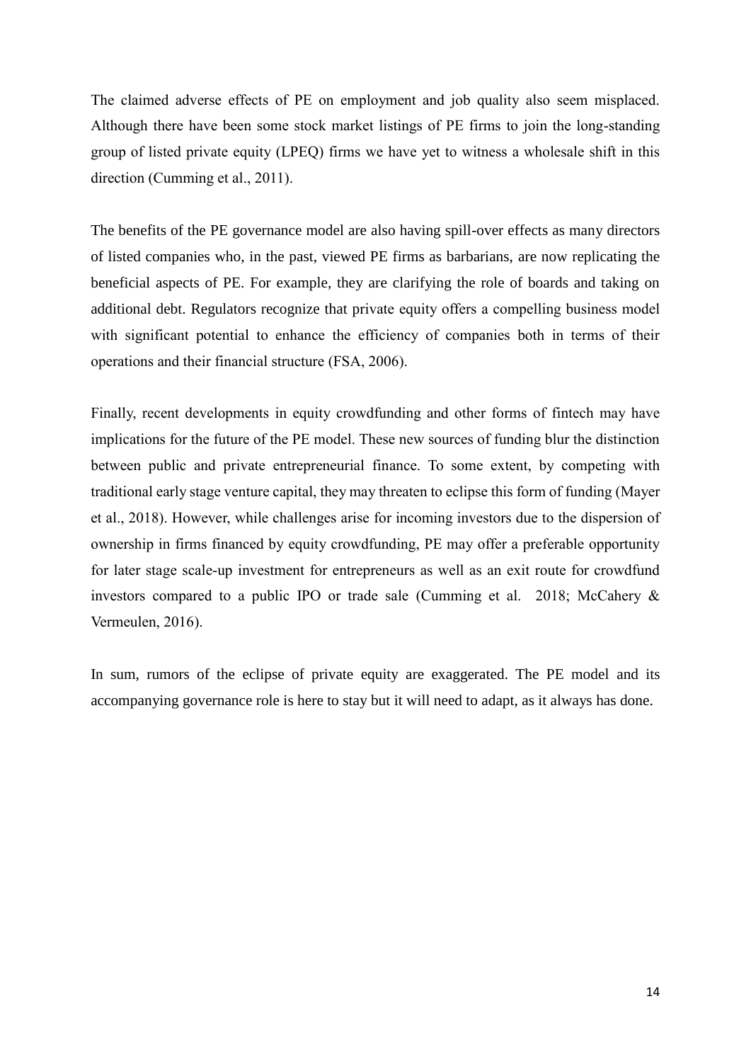The claimed adverse effects of PE on employment and job quality also seem misplaced. Although there have been some stock market listings of PE firms to join the long-standing group of listed private equity (LPEQ) firms we have yet to witness a wholesale shift in this direction (Cumming et al., 2011).

The benefits of the PE governance model are also having spill-over effects as many directors of listed companies who, in the past, viewed PE firms as barbarians, are now replicating the beneficial aspects of PE. For example, they are clarifying the role of boards and taking on additional debt. Regulators recognize that private equity offers a compelling business model with significant potential to enhance the efficiency of companies both in terms of their operations and their financial structure (FSA, 2006).

Finally, recent developments in equity crowdfunding and other forms of fintech may have implications for the future of the PE model. These new sources of funding blur the distinction between public and private entrepreneurial finance. To some extent, by competing with traditional early stage venture capital, they may threaten to eclipse this form of funding (Mayer et al., 2018). However, while challenges arise for incoming investors due to the dispersion of ownership in firms financed by equity crowdfunding, PE may offer a preferable opportunity for later stage scale-up investment for entrepreneurs as well as an exit route for crowdfund investors compared to a public IPO or trade sale (Cumming et al. 2018; McCahery & Vermeulen, 2016).

In sum, rumors of the eclipse of private equity are exaggerated. The PE model and its accompanying governance role is here to stay but it will need to adapt, as it always has done.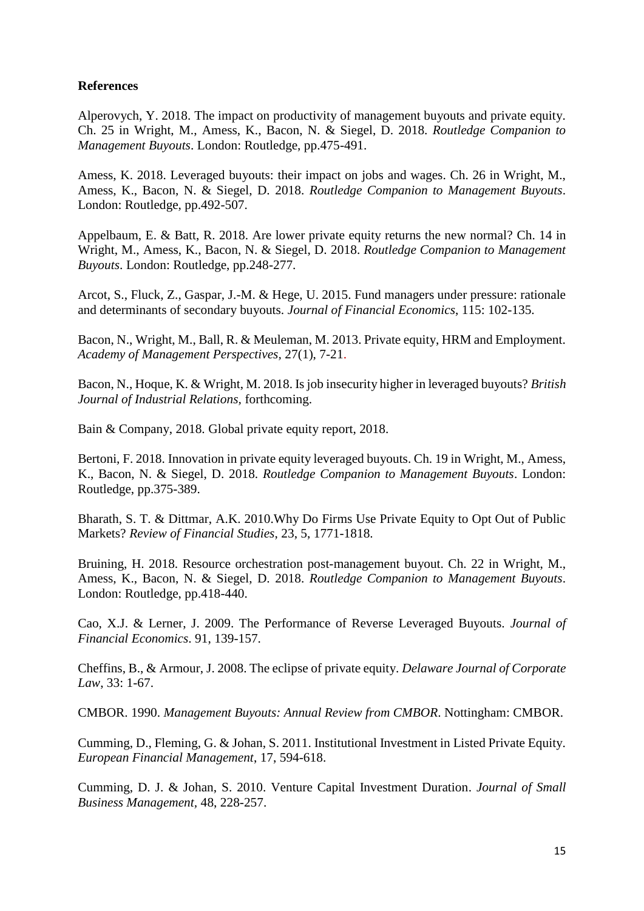**References**

Alperovych, Y. 2018. The impact on productivity of management buyouts and private equity. Ch. 25 in Wright, M., Amess, K., Bacon, N. & Siegel, D. 2018. *Routledge Companion to Management Buyouts*. London: Routledge, pp.475-491.

Amess, K. 2018. Leveraged buyouts: their impact on jobs and wages. Ch. 26 in Wright, M., Amess, K., Bacon, N. & Siegel, D. 2018. *Routledge Companion to Management Buyouts*. London: Routledge, pp.492-507.

Appelbaum, E. & Batt, R. 2018. Are lower private equity returns the new normal? Ch. 14 in Wright, M., Amess, K., Bacon, N. & Siegel, D. 2018. *Routledge Companion to Management Buyouts*. London: Routledge, pp.248-277.

Arcot, S., Fluck, Z., Gaspar, J.-M. & Hege, U. 2015. Fund managers under pressure: rationale and determinants of secondary buyouts. *Journal of Financial Economics*, 115: 102-135.

Bacon, N., Wright, M., Ball, R. & Meuleman, M. 2013. Private equity, HRM and Employment. *Academy of Management Perspectives*, 27(1), 7-21.

Bacon, N., Hoque, K. & Wright, M. 2018. Is job insecurity higher in leveraged buyouts? *British Journal of Industrial Relations*, forthcoming.

Bain & Company, 2018. Global private equity report, 2018.

Bertoni, F. 2018. Innovation in private equity leveraged buyouts. Ch. 19 in Wright, M., Amess, K., Bacon, N. & Siegel, D. 2018. *Routledge Companion to Management Buyouts*. London: Routledge, pp.375-389.

Bharath, S. T. & Dittmar, A.K. 2010.Why Do Firms Use Private Equity to Opt Out of Public Markets? *Review of Financial Studies*, 23, 5, 1771-1818.

Bruining, H. 2018. Resource orchestration post-management buyout. Ch. 22 in Wright, M., Amess, K., Bacon, N. & Siegel, D. 2018. *Routledge Companion to Management Buyouts*. London: Routledge, pp.418-440.

Cao, X.J. & Lerner, J. 2009. The Performance of Reverse Leveraged Buyouts. *Journal of Financial Economics*. 91, 139-157.

Cheffins, B., & Armour, J. 2008. The eclipse of private equity. *Delaware Journal of Corporate Law*, 33: 1-67.

CMBOR. 1990. *Management Buyouts: Annual Review from CMBOR*. Nottingham: CMBOR.

Cumming, D., Fleming, G. & Johan, S. 2011. Institutional Investment in Listed Private Equity. *European Financial Management*, 17, 594-618.

Cumming, D. J. & Johan, S. 2010. Venture Capital Investment Duration. *Journal of Small Business Management*, 48, 228-257.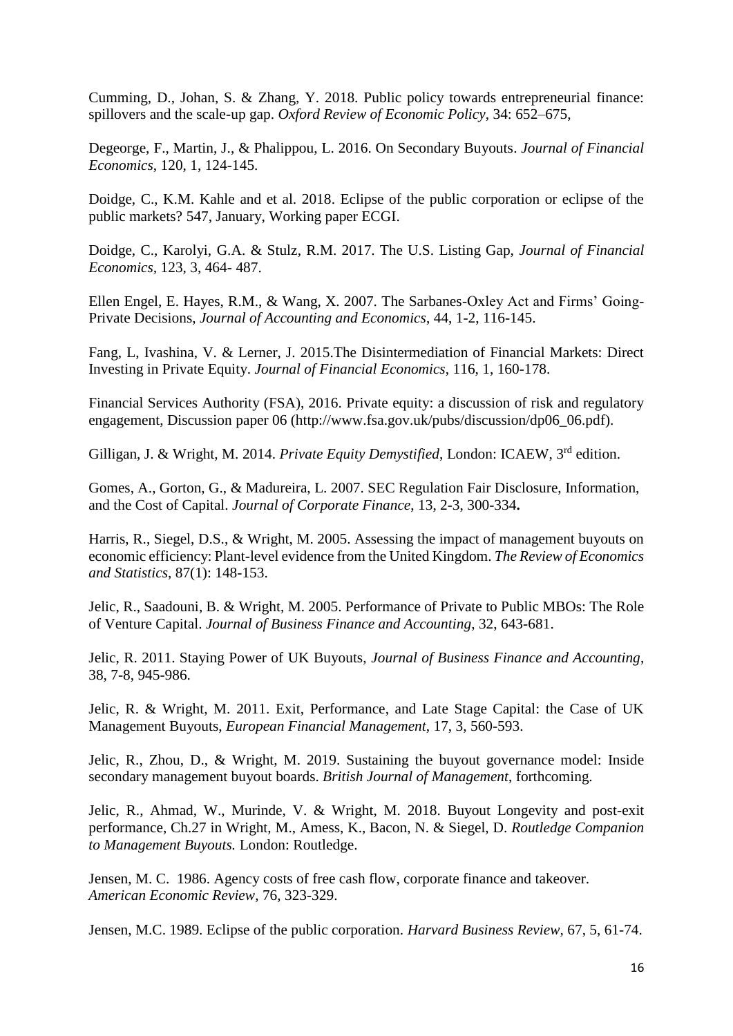Cumming, D., Johan, S. & Zhang, Y. 2018. Public policy towards entrepreneurial finance: spillovers and the scale-up gap. *Oxford Review of Economic Policy*, 34: 652–675,

Degeorge, F., Martin, J., & Phalippou, L. 2016. On Secondary Buyouts. *Journal of Financial Economics*, 120, 1, 124-145.

Doidge, C., K.M. Kahle and et al. 2018. Eclipse of the public corporation or eclipse of the public markets? 547, January, Working paper ECGI.

Doidge, C., Karolyi, G.A. & Stulz, R.M. 2017. The U.S. Listing Gap, *Journal of Financial Economics*, 123, 3, 464- 487.

Ellen Engel, E. Hayes, R.M., & Wang, X. 2007. The Sarbanes-Oxley Act and Firms' Going-Private Decisions, *Journal of Accounting and Economics*, 44, 1-2, 116-145.

Fang, L, Ivashina, V. & Lerner, J. 2015.The Disintermediation of Financial Markets: Direct Investing in Private Equity. *Journal of Financial Economics*, 116, 1, 160-178.

Financial Services Authority (FSA), 2016. Private equity: a discussion of risk and regulatory engagement, Discussion paper 06 (http://www.fsa.gov.uk/pubs/discussion/dp06_06.pdf).

Gilligan, J. & Wright, M. 2014. *Private Equity Demystified*, London: ICAEW, 3rd edition.

Gomes, A., Gorton, G., & Madureira, L. 2007. SEC Regulation Fair Disclosure, Information, and the Cost of Capital. *Journal of Corporate Finance*, 13, 2-3, 300-334**.**

Harris, R., Siegel, D.S., & Wright, M. 2005. Assessing the impact of management buyouts on economic efficiency: Plant-level evidence from the United Kingdom. *The Review of Economics and Statistics*, 87(1): 148-153.

Jelic, R., Saadouni, B. & Wright, M. 2005. Performance of Private to Public MBOs: The Role of Venture Capital. *Journal of Business Finance and Accounting*, 32, 643-681.

Jelic, R. 2011. Staying Power of UK Buyouts, *Journal of Business Finance and Accounting*, 38, 7-8, 945-986.

Jelic, R. & Wright, M. 2011. Exit, Performance, and Late Stage Capital: the Case of UK Management Buyouts, *European Financial Management*, 17, 3, 560-593.

Jelic, R., Zhou, D., & Wright, M. 2019. Sustaining the buyout governance model: Inside secondary management buyout boards. *British Journal of Management*, forthcoming.

Jelic, R., Ahmad, W., Murinde, V. & Wright, M. 2018. Buyout Longevity and post-exit performance, Ch.27 in Wright, M., Amess, K., Bacon, N. & Siegel, D. *Routledge Companion to Management Buyouts.* London: Routledge.

Jensen, M. C. 1986. Agency costs of free cash flow, corporate finance and takeover. *American Economic Review*, 76, 323-329.

Jensen, M.C. 1989. Eclipse of the public corporation. *Harvard Business Review*, 67, 5, 61-74.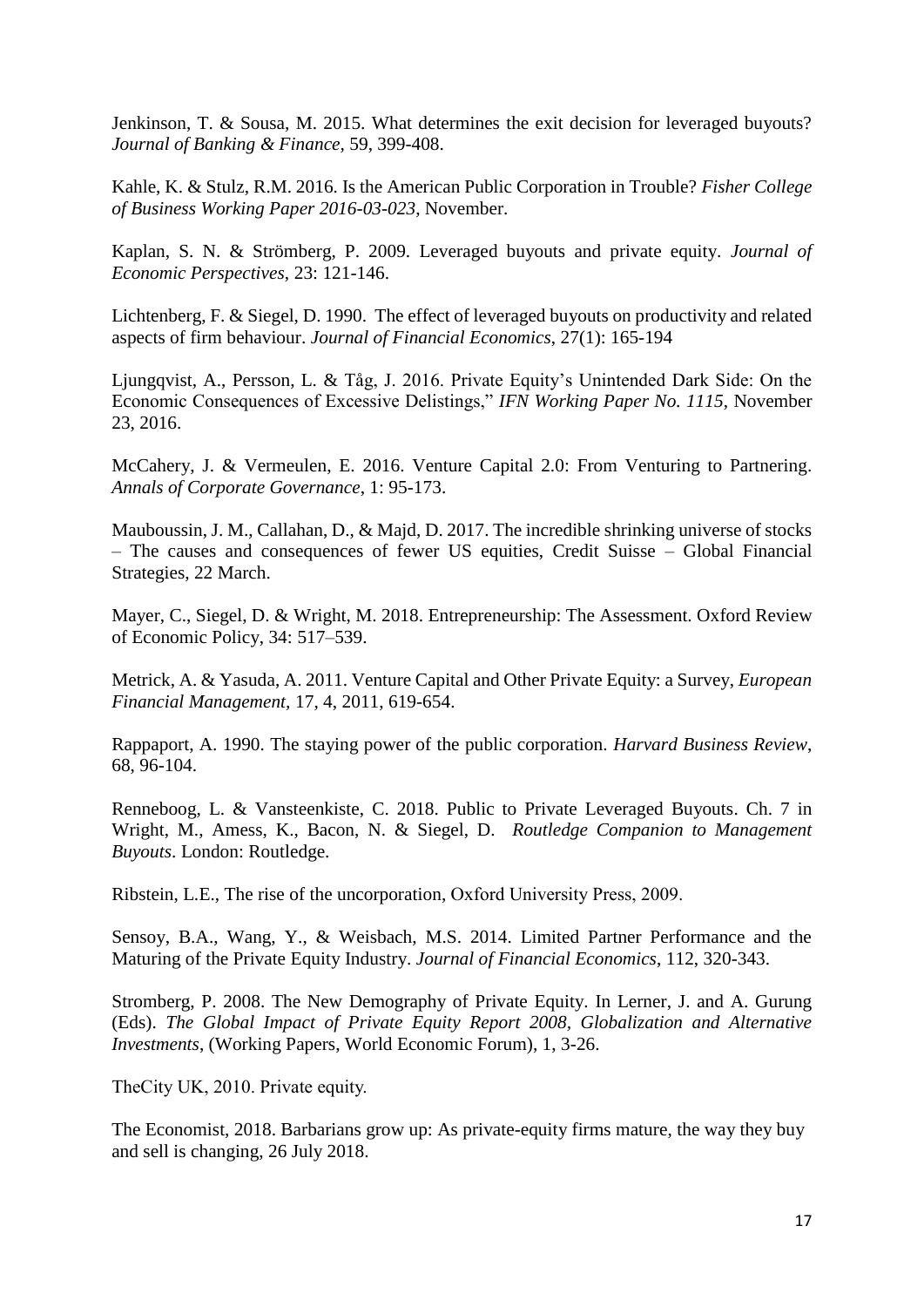Jenkinson, T. & Sousa, M. 2015. What determines the exit decision for leveraged buyouts? *Journal of Banking & Finance*, 59, 399-408.

Kahle, K. & Stulz, R.M. 2016. Is the American Public Corporation in Trouble? *Fisher College of Business Working Paper 2016-03-023*, November.

Kaplan, S. N. & Strömberg, P. 2009. Leveraged buyouts and private equity. *Journal of Economic Perspectives*, 23: 121-146.

Lichtenberg, F. & Siegel, D. 1990. The effect of leveraged buyouts on productivity and related aspects of firm behaviour. *Journal of Financial Economics*, 27(1): 165-194

Ljungqvist, A., Persson, L. & Tåg, J. 2016. Private Equity's Unintended Dark Side: On the Economic Consequences of Excessive Delistings," *IFN Working Paper No. 1115*, November 23, 2016.

McCahery, J. & Vermeulen, E. 2016. Venture Capital 2.0: From Venturing to Partnering. *Annals of Corporate Governance*, 1: 95-173.

Mauboussin, J. M., Callahan, D., & Majd, D. 2017. The incredible shrinking universe of stocks – The causes and consequences of fewer US equities, Credit Suisse – Global Financial Strategies, 22 March.

Mayer, C., Siegel, D. & Wright, M. 2018. Entrepreneurship: The Assessment. Oxford Review of Economic Policy, 34: 517–539.

Metrick, A. & Yasuda, A. 2011. Venture Capital and Other Private Equity: a Survey, *European Financial Management,* 17, 4, 2011, 619-654.

Rappaport, A. 1990. The staying power of the public corporation. *Harvard Business Review*, 68, 96-104.

Renneboog, L. & Vansteenkiste, C. 2018. Public to Private Leveraged Buyouts. Ch. 7 in Wright, M., Amess, K., Bacon, N. & Siegel, D. *Routledge Companion to Management Buyouts*. London: Routledge.

Ribstein, L.E., The rise of the uncorporation, Oxford University Press, 2009.

Sensoy, B.A., Wang, Y., & Weisbach, M.S. 2014. Limited Partner Performance and the Maturing of the Private Equity Industry. *Journal of Financial Economics*, 112, 320-343.

Stromberg, P. 2008. The New Demography of Private Equity. In Lerner, J. and A. Gurung (Eds). *The Global Impact of Private Equity Report 2008, Globalization and Alternative Investments*, (Working Papers, World Economic Forum), 1, 3-26.

TheCity UK, 2010. Private equity.

The Economist, 2018. Barbarians grow up: As private-equity firms mature, the way they buy and sell is changing, 26 July 2018.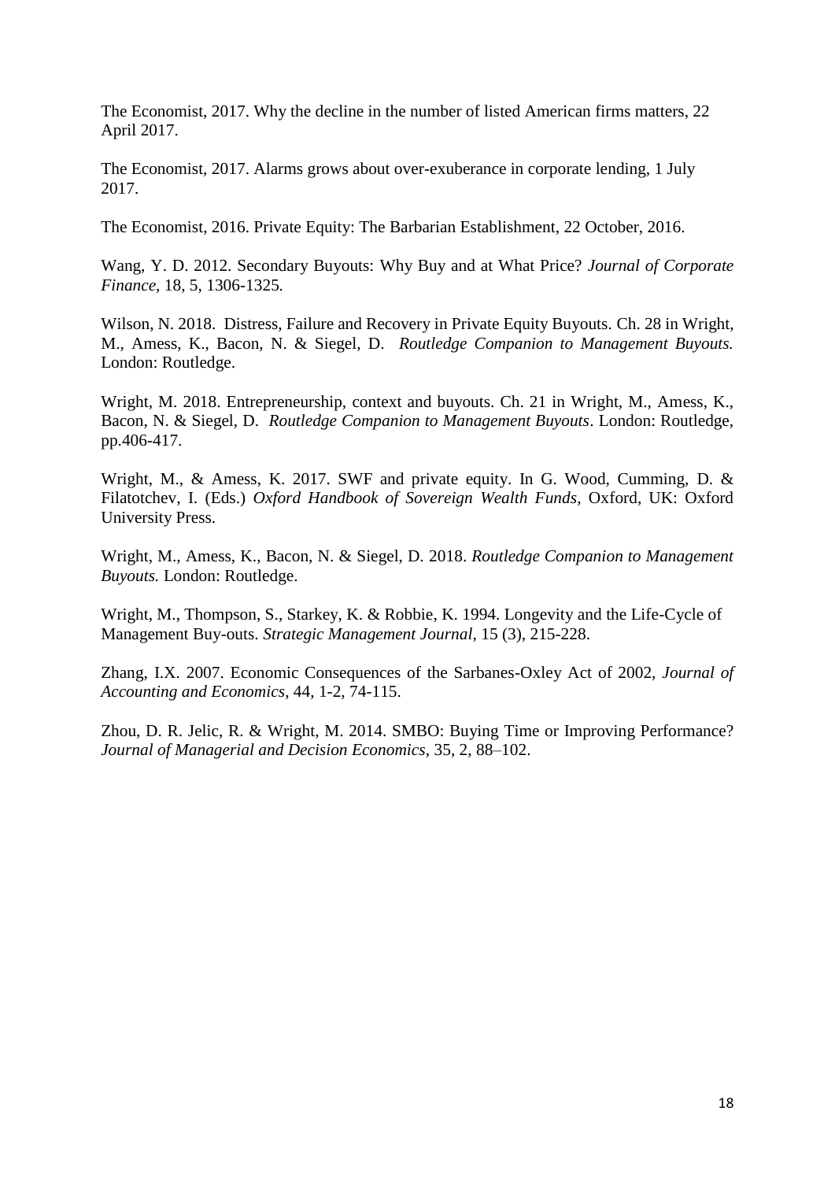The Economist, 2017. Why the decline in the number of listed American firms matters, 22 April 2017.

The Economist, 2017. Alarms grows about over-exuberance in corporate lending, 1 July 2017.

The Economist, 2016. Private Equity: The Barbarian Establishment, 22 October, 2016.

Wang, Y. D. 2012. Secondary Buyouts: Why Buy and at What Price? *Journal of Corporate Finance*, 18, 5, 1306-1325.

Wilson, N. 2018. Distress, Failure and Recovery in Private Equity Buyouts. Ch. 28 in Wright, M., Amess, K., Bacon, N. & Siegel, D. *Routledge Companion to Management Buyouts.* London: Routledge.

Wright, M. 2018. Entrepreneurship, context and buyouts. Ch. 21 in Wright, M., Amess, K., Bacon, N. & Siegel, D. *Routledge Companion to Management Buyouts*. London: Routledge, pp.406-417.

Wright, M., & Amess, K. 2017. SWF and private equity. In G. Wood, Cumming, D. & Filatotchev, I. (Eds.) *Oxford Handbook of Sovereign Wealth Funds*, Oxford, UK: Oxford University Press.

Wright, M., Amess, K., Bacon, N. & Siegel, D. 2018. *Routledge Companion to Management Buyouts.* London: Routledge.

Wright, M., Thompson, S., Starkey, K. & Robbie, K. 1994. Longevity and the Life-Cycle of Management Buy-outs. *Strategic Management Journal*, 15 (3), 215-228.

Zhang, I.X. 2007. Economic Consequences of the Sarbanes-Oxley Act of 2002, *Journal of Accounting and Economics*, 44, 1-2, 74-115.

Zhou, D. R. Jelic, R. & Wright, M. 2014. SMBO: Buying Time or Improving Performance? *Journal of Managerial and Decision Economics*, 35, 2, 88–102.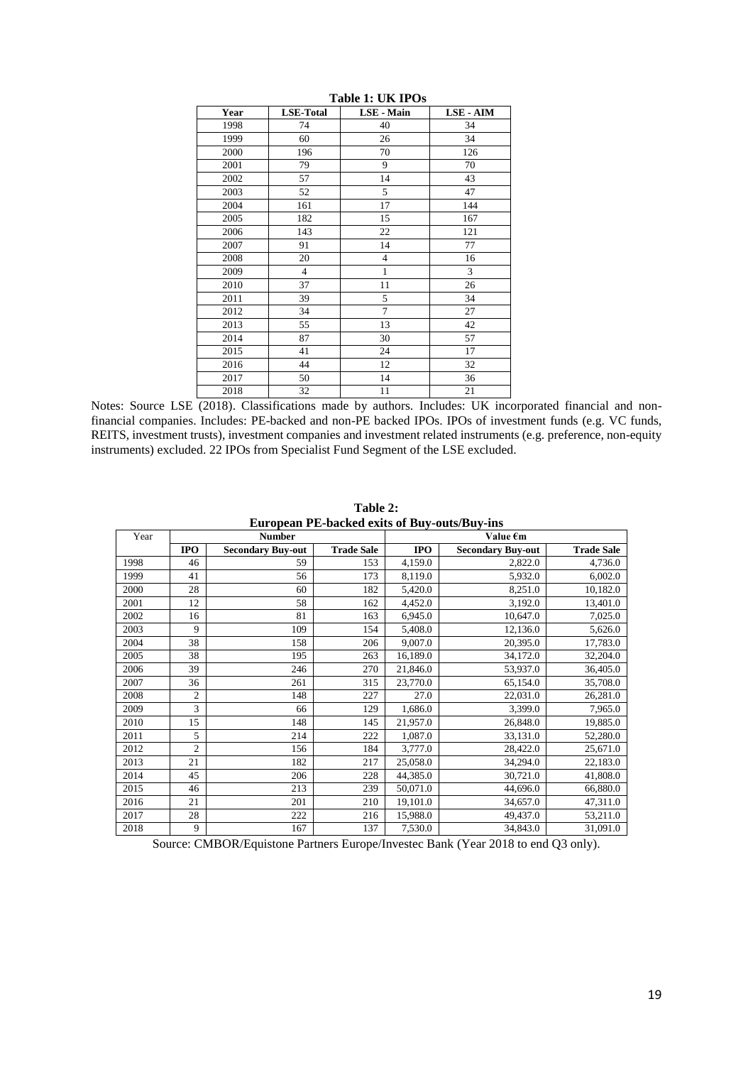**Table 1: UK IPOs**

| Year | LSE-Total | LSE - Main | LSE - AIM |
|---|---|---|---|
| 1998 | 74 | 40 | 34 |
| 1999 | 60 | 26 | 34 |
| 2000 | 196 | 70 | 126 |
| 2001 | 79 | 9 | 70 |
| 2002 | 57 | 14 | 43 |
| 2003 | 52 | 5 | 47 |
| 2004 | 161 | 17 | 144 |
| 2005 | 182 | 15 | 167 |
| 2006 | 143 | 22 | 121 |
| 2007 | 91 | 14 | 77 |
| 2008 | 20 | 4 | 16 |
| 2009 | 4 | 1 | 3 |
| 2010 | 37 | 11 | 26 |
| 2011 | 39 | 5 | 34 |
| 2012 | 34 | 7 | 27 |
| 2013 | 55 | 13 | 42 |
| 2014 | 87 | 30 | 57 |
| 2015 | 41 | 24 | 17 |
| 2016 | 44 | 12 | 32 |
| 2017 | 50 | 14 | 36 |
| 2018 | 32 | 11 | 21 |

Notes: Source LSE (2018). Classifications made by authors. Includes: UK incorporated financial and non-financial companies. Includes: PE-backed and non-PE backed IPOs. IPOs of investment funds (e.g. VC funds, REITS, investment trusts), investment companies and investment related instruments (e.g. preference, non-equity instruments) excluded. 22 IPOs from Specialist Fund Segment of the LSE excluded.

**Table 2:**
**European PE-backed exits of Buy-outs/Buy-ins**

| Year | Number | | | Value €m | | |
|---|---|---|---|---|---|---|
| | **IPO** | **Secondary Buy-out** | **Trade Sale** | **IPO** | **Secondary Buy-out** | **Trade Sale** |
| 1998 | 46 | 59 | 153 | 4,159.0 | 2,822.0 | 4,736.0 |
| 1999 | 41 | 56 | 173 | 8,119.0 | 5,932.0 | 6,002.0 |
| 2000 | 28 | 60 | 182 | 5,420.0 | 8,251.0 | 10,182.0 |
| 2001 | 12 | 58 | 162 | 4,452.0 | 3,192.0 | 13,401.0 |
| 2002 | 16 | 81 | 163 | 6,945.0 | 10,647.0 | 7,025.0 |
| 2003 | 9 | 109 | 154 | 5,408.0 | 12,136.0 | 5,626.0 |
| 2004 | 38 | 158 | 206 | 9,007.0 | 20,395.0 | 17,783.0 |
| 2005 | 38 | 195 | 263 | 16,189.0 | 34,172.0 | 32,204.0 |
| 2006 | 39 | 246 | 270 | 21,846.0 | 53,937.0 | 36,405.0 |
| 2007 | 36 | 261 | 315 | 23,770.0 | 65,154.0 | 35,708.0 |
| 2008 | 2 | 148 | 227 | 27.0 | 22,031.0 | 26,281.0 |
| 2009 | 3 | 66 | 129 | 1,686.0 | 3,399.0 | 7,965.0 |
| 2010 | 15 | 148 | 145 | 21,957.0 | 26,848.0 | 19,885.0 |
| 2011 | 5 | 214 | 222 | 1,087.0 | 33,131.0 | 52,280.0 |
| 2012 | 2 | 156 | 184 | 3,777.0 | 28,422.0 | 25,671.0 |
| 2013 | 21 | 182 | 217 | 25,058.0 | 34,294.0 | 22,183.0 |
| 2014 | 45 | 206 | 228 | 44,385.0 | 30,721.0 | 41,808.0 |
| 2015 | 46 | 213 | 239 | 50,071.0 | 44,696.0 | 66,880.0 |
| 2016 | 21 | 201 | 210 | 19,101.0 | 34,657.0 | 47,311.0 |
| 2017 | 28 | 222 | 216 | 15,988.0 | 49,437.0 | 53,211.0 |
| 2018 | 9 | 167 | 137 | 7,530.0 | 34,843.0 | 31,091.0 |

Source: CMBOR/Equistone Partners Europe/Investec Bank (Year 2018 to end Q3 only).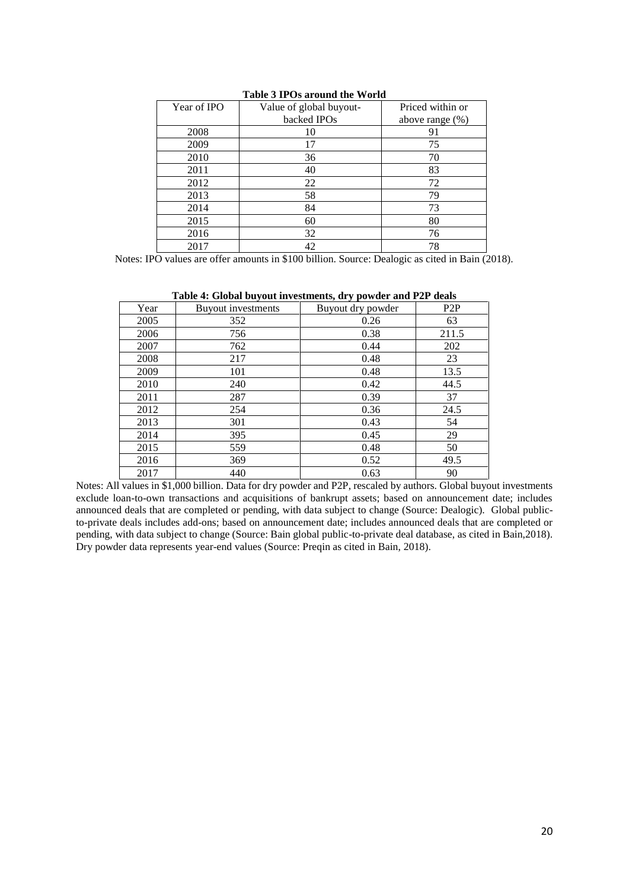**Table 3 IPOs around the World**

| Year of IPO | Value of global buyout-backed IPOs | Priced within or above range (%) |
|---|---|---|
| 2008 | 10 | 91 |
| 2009 | 17 | 75 |
| 2010 | 36 | 70 |
| 2011 | 40 | 83 |
| 2012 | 22 | 72 |
| 2013 | 58 | 79 |
| 2014 | 84 | 73 |
| 2015 | 60 | 80 |
| 2016 | 32 | 76 |
| 2017 | 42 | 78 |

Notes: IPO values are offer amounts in $100 billion. Source: Dealogic as cited in Bain (2018).

**Table 4: Global buyout investments, dry powder and P2P deals**

| Year | Buyout investments | Buyout dry powder | P2P |
|---|---|---|---|
| 2005 | 352 | 0.26 | 63 |
| 2006 | 756 | 0.38 | 211.5 |
| 2007 | 762 | 0.44 | 202 |
| 2008 | 217 | 0.48 | 23 |
| 2009 | 101 | 0.48 | 13.5 |
| 2010 | 240 | 0.42 | 44.5 |
| 2011 | 287 | 0.39 | 37 |
| 2012 | 254 | 0.36 | 24.5 |
| 2013 | 301 | 0.43 | 54 |
| 2014 | 395 | 0.45 | 29 |
| 2015 | 559 | 0.48 | 50 |
| 2016 | 369 | 0.52 | 49.5 |
| 2017 | 440 | 0.63 | 90 |

Notes: All values in $1,000 billion. Data for dry powder and P2P, rescaled by authors. Global buyout investments exclude loan-to-own transactions and acquisitions of bankrupt assets; based on announcement date; includes announced deals that are completed or pending, with data subject to change (Source: Dealogic). Global public-to-private deals includes add-ons; based on announcement date; includes announced deals that are completed or pending, with data subject to change (Source: Bain global public-to-private deal database, as cited in Bain,2018). Dry powder data represents year-end values (Source: Preqin as cited in Bain, 2018).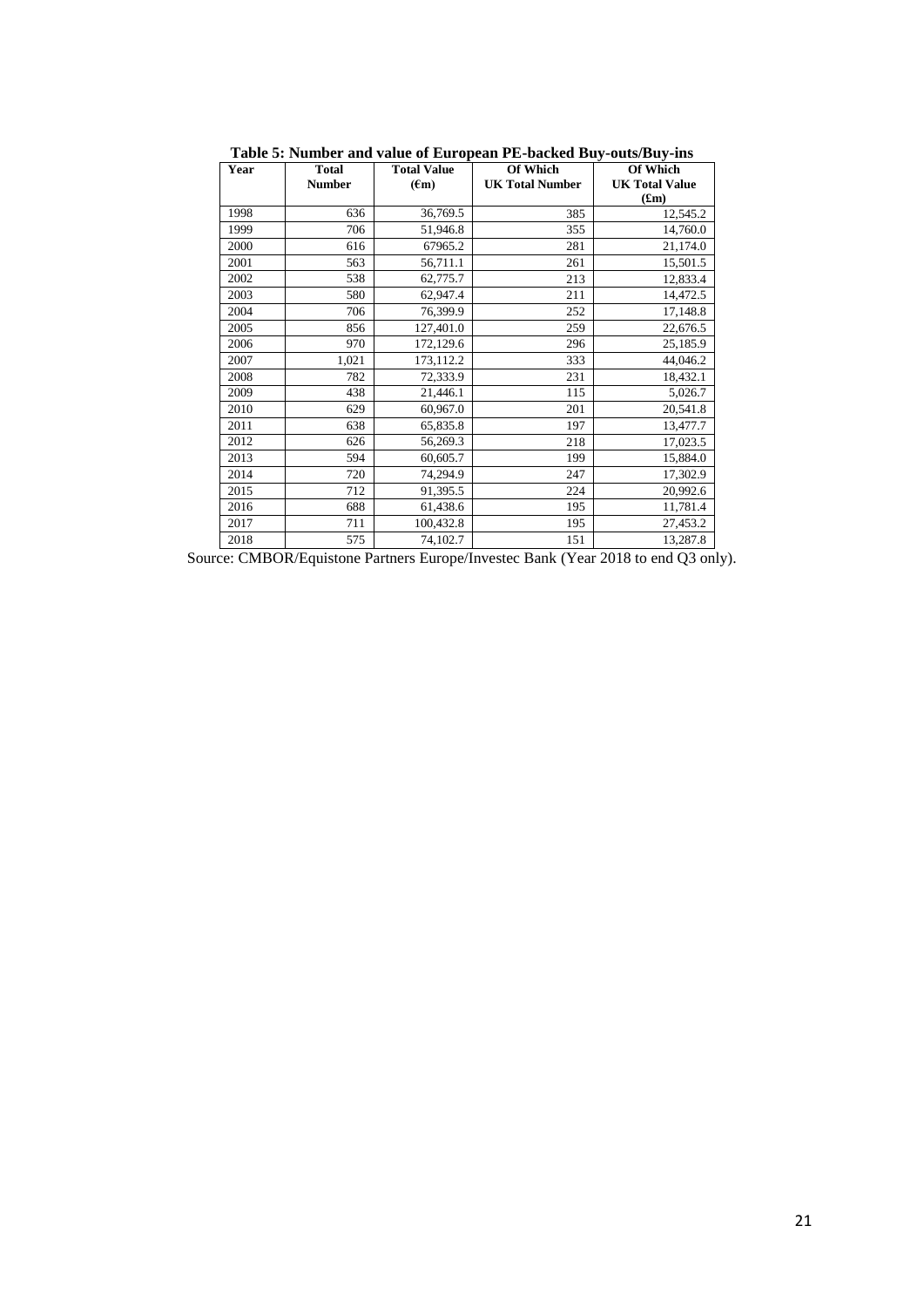**Table 5: Number and value of European PE-backed Buy-outs/Buy-ins**

| Year | Total Number | Total Value (€m) | Of Which UK Total Number | Of Which UK Total Value (£m) |
|---|---|---|---|---|
| 1998 | 636 | 36,769.5 | 385 | 12,545.2 |
| 1999 | 706 | 51,946.8 | 355 | 14,760.0 |
| 2000 | 616 | 67965.2 | 281 | 21,174.0 |
| 2001 | 563 | 56,711.1 | 261 | 15,501.5 |
| 2002 | 538 | 62,775.7 | 213 | 12,833.4 |
| 2003 | 580 | 62,947.4 | 211 | 14,472.5 |
| 2004 | 706 | 76,399.9 | 252 | 17,148.8 |
| 2005 | 856 | 127,401.0 | 259 | 22,676.5 |
| 2006 | 970 | 172,129.6 | 296 | 25,185.9 |
| 2007 | 1,021 | 173,112.2 | 333 | 44,046.2 |
| 2008 | 782 | 72,333.9 | 231 | 18,432.1 |
| 2009 | 438 | 21,446.1 | 115 | 5,026.7 |
| 2010 | 629 | 60,967.0 | 201 | 20,541.8 |
| 2011 | 638 | 65,835.8 | 197 | 13,477.7 |
| 2012 | 626 | 56,269.3 | 218 | 17,023.5 |
| 2013 | 594 | 60,605.7 | 199 | 15,884.0 |
| 2014 | 720 | 74,294.9 | 247 | 17,302.9 |
| 2015 | 712 | 91,395.5 | 224 | 20,992.6 |
| 2016 | 688 | 61,438.6 | 195 | 11,781.4 |
| 2017 | 711 | 100,432.8 | 195 | 27,453.2 |
| 2018 | 575 | 74,102.7 | 151 | 13,287.8 |

Source: CMBOR/Equistone Partners Europe/Investec Bank (Year 2018 to end Q3 only).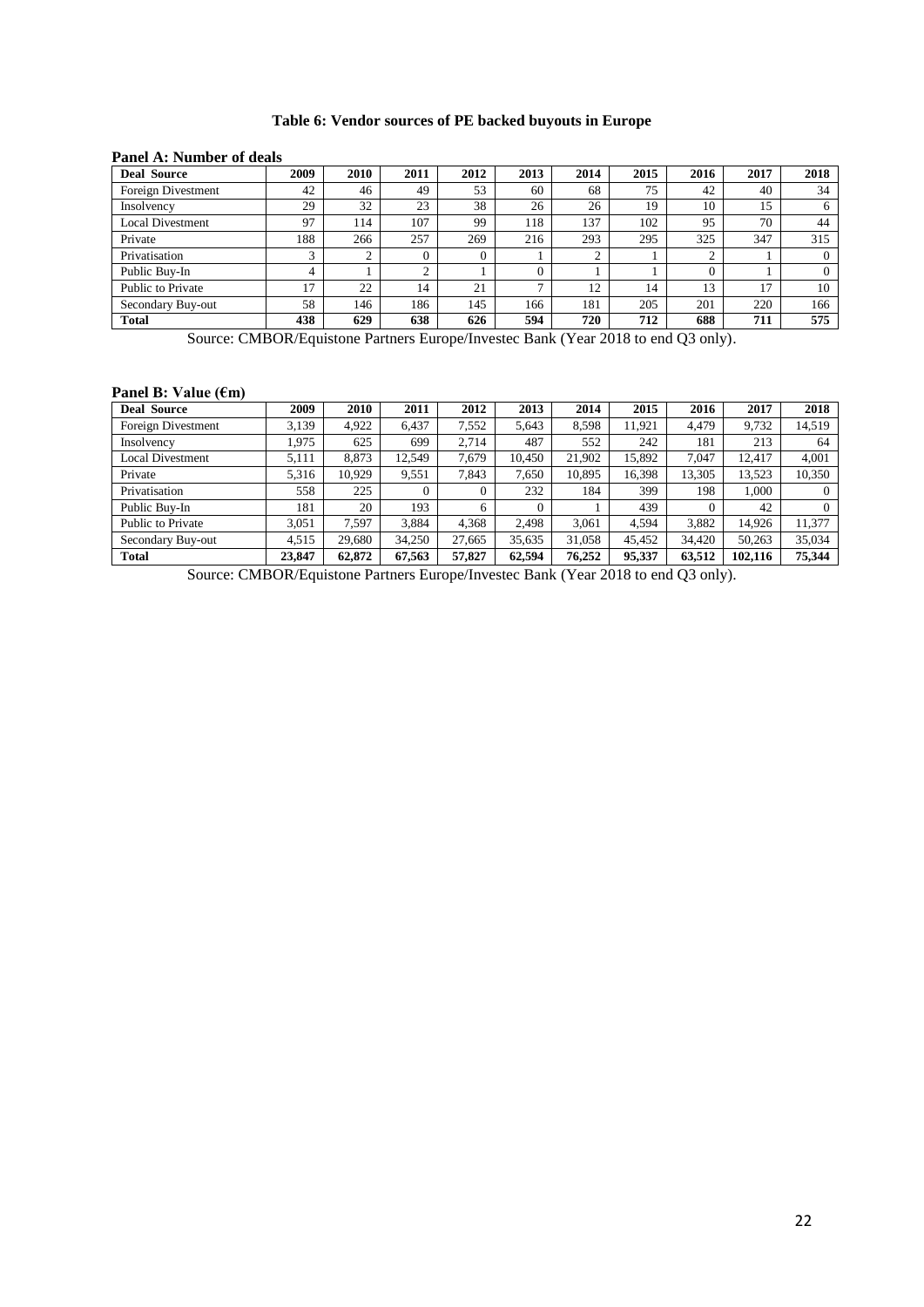**Table 6: Vendor sources of PE backed buyouts in Europe**

**Panel A: Number of deals**

| Deal Source | 2009 | 2010 | 2011 | 2012 | 2013 | 2014 | 2015 | 2016 | 2017 | 2018 |
|---|---|---|---|---|---|---|---|---|---|---|
| Foreign Divestment | 42 | 46 | 49 | 53 | 60 | 68 | 75 | 42 | 40 | 34 |
| Insolvency | 29 | 32 | 23 | 38 | 26 | 26 | 19 | 10 | 15 | 6 |
| Local Divestment | 97 | 114 | 107 | 99 | 118 | 137 | 102 | 95 | 70 | 44 |
| Private | 188 | 266 | 257 | 269 | 216 | 293 | 295 | 325 | 347 | 315 |
| Privatisation | 3 | 2 | 0 | 0 | 1 | 2 | 1 | 2 | 1 | 0 |
| Public Buy-In | 4 | 1 | 2 | 1 | 0 | 1 | 1 | 0 | 1 | 0 |
| Public to Private | 17 | 22 | 14 | 21 | 7 | 12 | 14 | 13 | 17 | 10 |
| Secondary Buy-out | 58 | 146 | 186 | 145 | 166 | 181 | 205 | 201 | 220 | 166 |
| **Total** | **438** | **629** | **638** | **626** | **594** | **720** | **712** | **688** | **711** | **575** |

Source: CMBOR/Equistone Partners Europe/Investec Bank (Year 2018 to end Q3 only).

**Panel B: Value (€m)**

| Deal Source | 2009 | 2010 | 2011 | 2012 | 2013 | 2014 | 2015 | 2016 | 2017 | 2018 |
|---|---|---|---|---|---|---|---|---|---|---|
| Foreign Divestment | 3,139 | 4,922 | 6,437 | 7,552 | 5,643 | 8,598 | 11,921 | 4,479 | 9,732 | 14,519 |
| Insolvency | 1,975 | 625 | 699 | 2,714 | 487 | 552 | 242 | 181 | 213 | 64 |
| Local Divestment | 5,111 | 8,873 | 12,549 | 7,679 | 10,450 | 21,902 | 15,892 | 7,047 | 12,417 | 4,001 |
| Private | 5,316 | 10,929 | 9,551 | 7,843 | 7,650 | 10,895 | 16,398 | 13,305 | 13,523 | 10,350 |
| Privatisation | 558 | 225 | 0 | 0 | 232 | 184 | 399 | 198 | 1,000 | 0 |
| Public Buy-In | 181 | 20 | 193 | 6 | 0 | 1 | 439 | 0 | 42 | 0 |
| Public to Private | 3,051 | 7,597 | 3,884 | 4,368 | 2,498 | 3,061 | 4,594 | 3,882 | 14,926 | 11,377 |
| Secondary Buy-out | 4,515 | 29,680 | 34,250 | 27,665 | 35,635 | 31,058 | 45,452 | 34,420 | 50,263 | 35,034 |
| **Total** | **23,847** | **62,872** | **67,563** | **57,827** | **62,594** | **76,252** | **95,337** | **63,512** | **102,116** | **75,344** |

Source: CMBOR/Equistone Partners Europe/Investec Bank (Year 2018 to end Q3 only).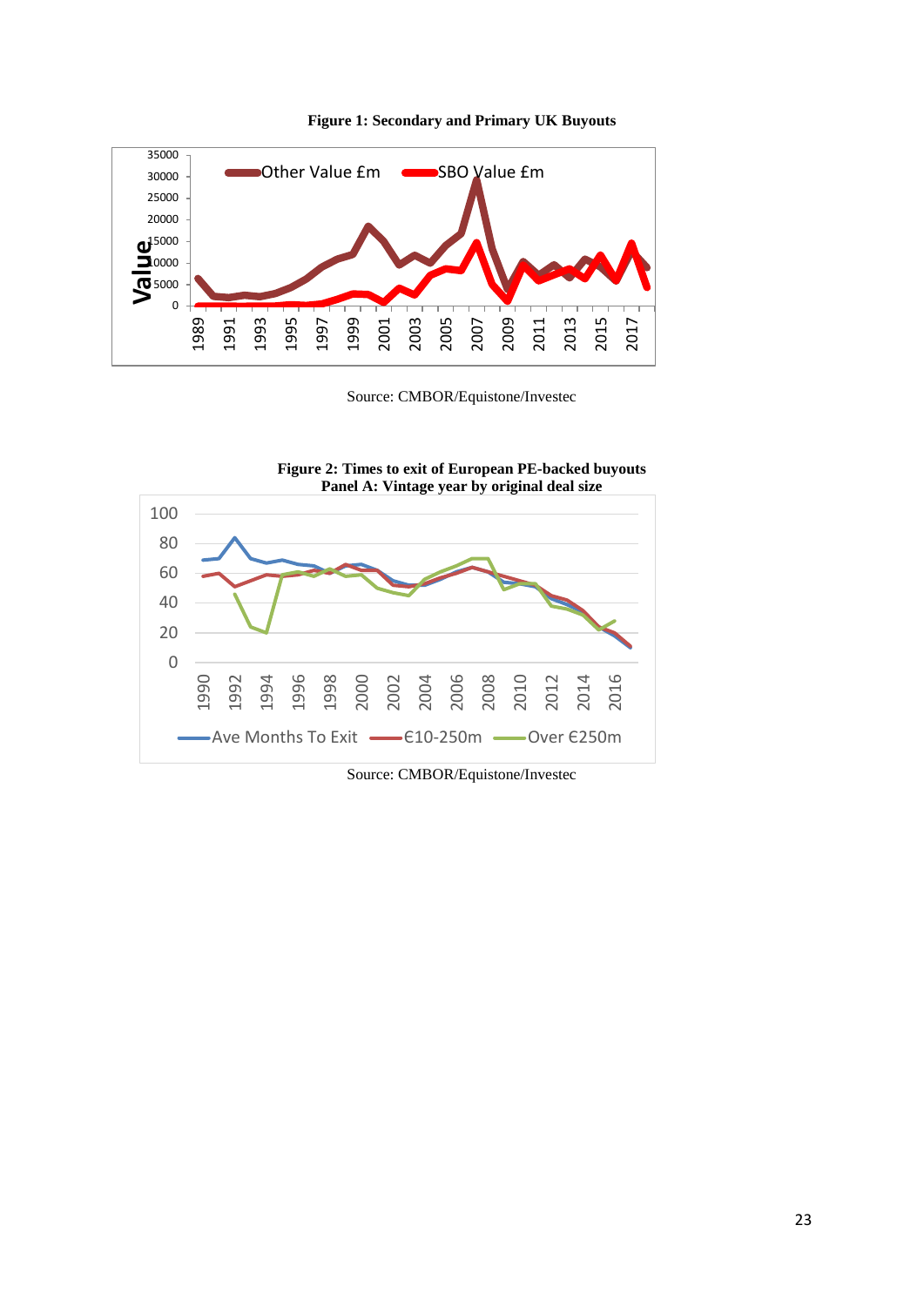**Figure 1: Secondary and Primary UK Buyouts**

Source: CMBOR/Equistone/Investec

**Figure 2: Times to exit of European PE-backed buyouts**
**Panel A: Vintage year by original deal size**

Source: CMBOR/Equistone/Investec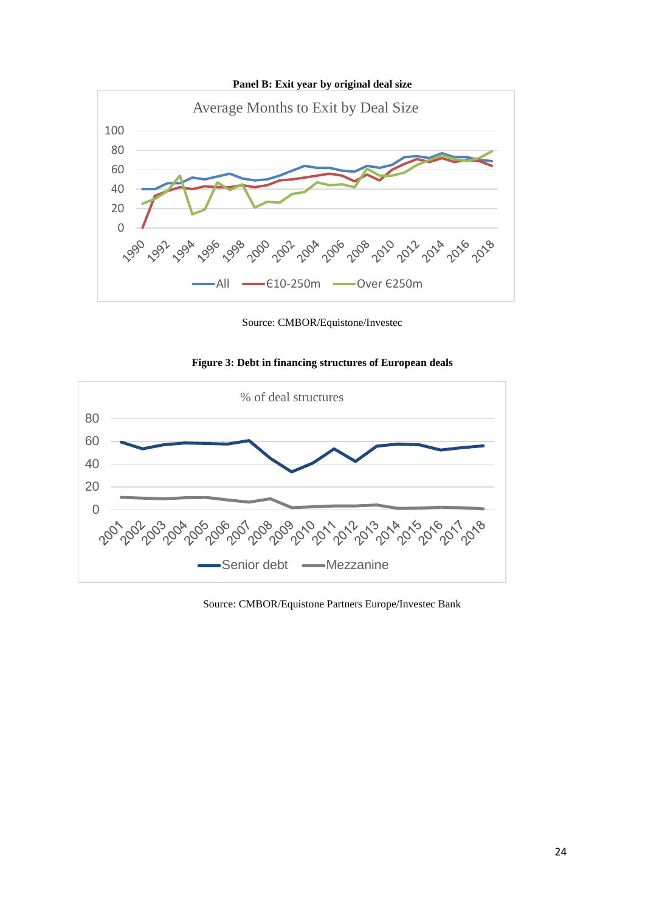**Panel B: Exit year by original deal size**

Source: CMBOR/Equistone/Investec

**Figure 3: Debt in financing structures of European deals**

Source: CMBOR/Equistone Partners Europe/Investec Bank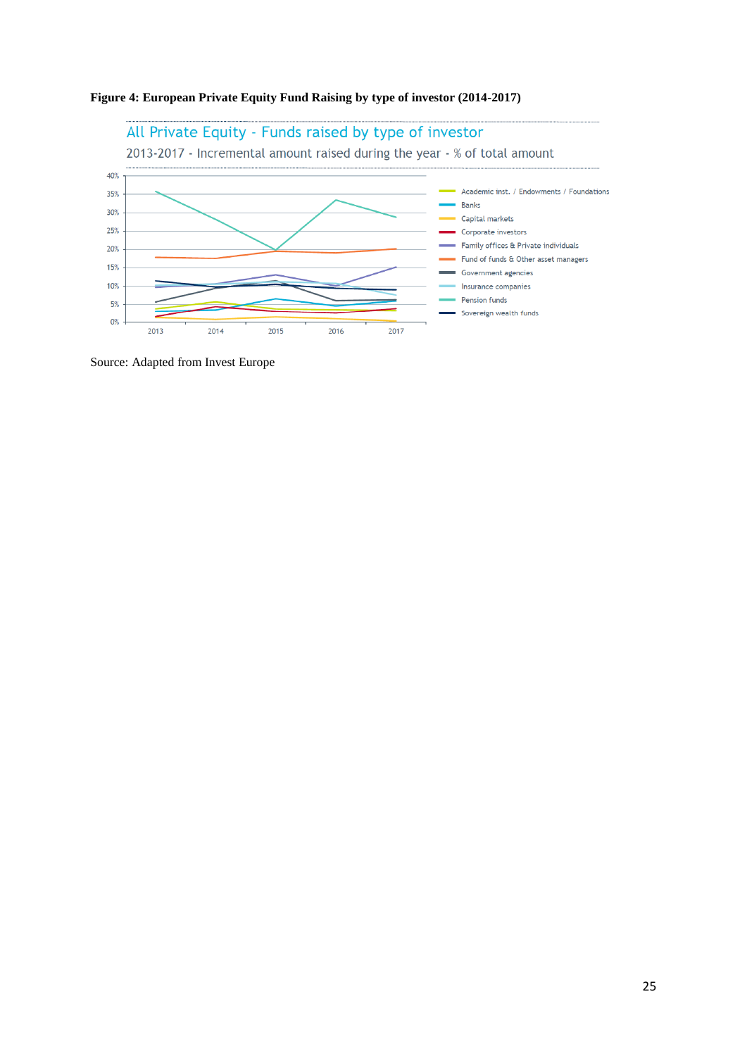**Figure 4: European Private Equity Fund Raising by type of investor (2014-2017)**

All Private Equity - Funds raised by type of investor

2013-2017 - Incremental amount raised during the year - % of total amount

40%
35%
30%
25%
20%
15%
10%
5%
0%

2013
2014
2015
2016
2017

Academic inst. / Endowments / Foundations
Banks
Capital markets
Corporate investors
Family offices & Private individuals
Fund of funds & Other asset managers
Government agencies
Insurance companies
Pension funds
Sovereign wealth funds

Source: Adapted from Invest Europe